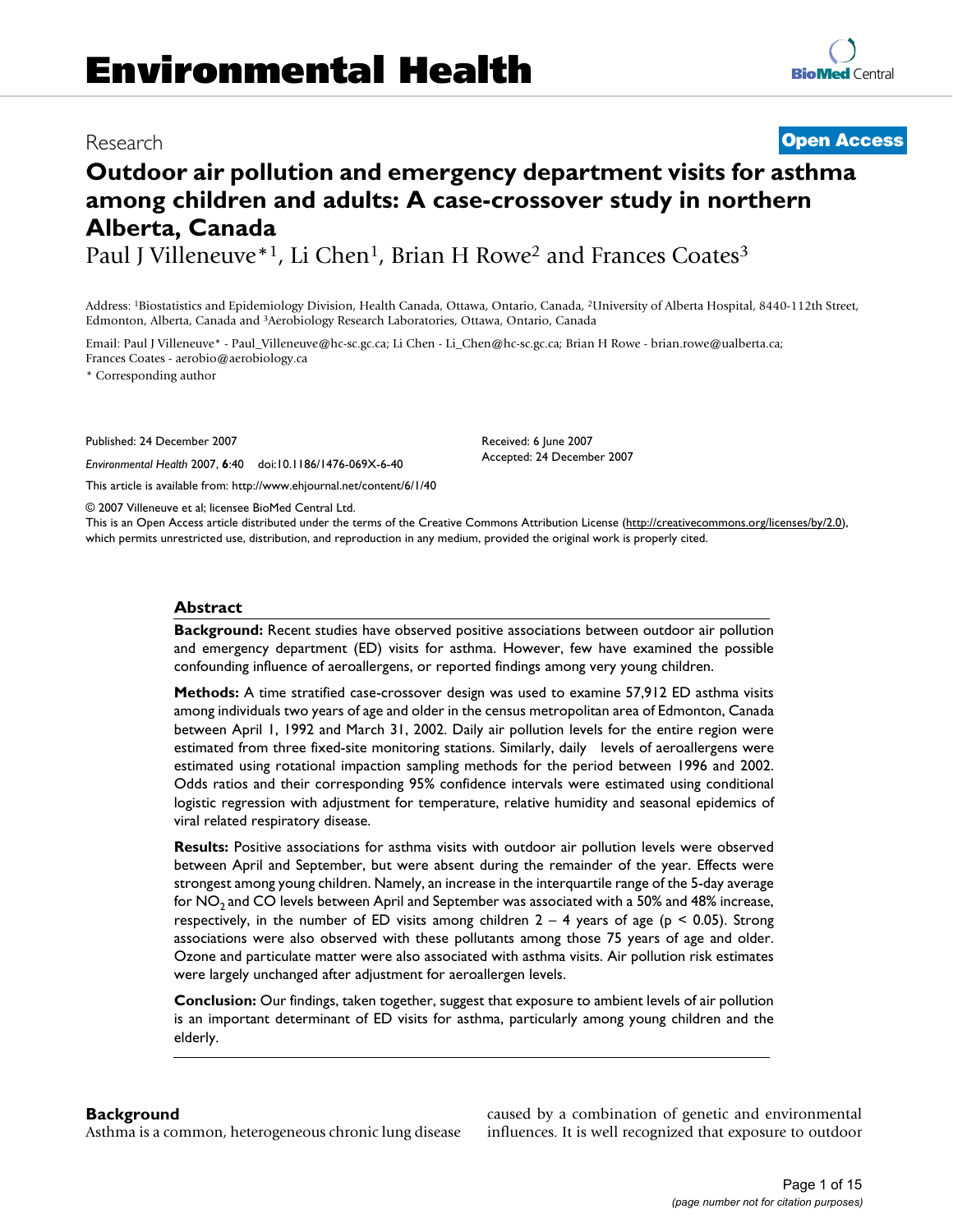# Environmental Health

Research

**Open Access**

# Outdoor air pollution and emergency department visits for asthma among children and adults: A case-crossover study in northern Alberta, Canada

Paul J Villeneuve*[1], Li Chen[1], Brian H Rowe[2] and Frances Coates[3]

Address: [1]Biostatistics and Epidemiology Division, Health Canada, Ottawa, Ontario, Canada, [2]University of Alberta Hospital, 8440-112th Street, Edmonton, Alberta, Canada and [3]Aerobiology Research Laboratories, Ottawa, Ontario, Canada

Email: Paul J Villeneuve* - Paul_Villeneuve@hc-sc.gc.ca; Li Chen - Li_Chen@hc-sc.gc.ca; Brian H Rowe - brian.rowe@ualberta.ca; Frances Coates - aerobio@aerobiology.ca

* Corresponding author

Published: 24 December 2007

*Environmental Health* 2007, **6**:40 doi:10.1186/1476-069X-6-40

This article is available from: http://www.ehjournal.net/content/6/1/40

Received: 6 June 2007
Accepted: 24 December 2007

© 2007 Villeneuve et al; licensee BioMed Central Ltd.
This is an Open Access article distributed under the terms of the Creative Commons Attribution License (http://creativecommons.org/licenses/by/2.0), which permits unrestricted use, distribution, and reproduction in any medium, provided the original work is properly cited.

## Abstract

**Background:** Recent studies have observed positive associations between outdoor air pollution and emergency department (ED) visits for asthma. However, few have examined the possible confounding influence of aeroallergens, or reported findings among very young children.

**Methods:** A time stratified case-crossover design was used to examine 57,912 ED asthma visits among individuals two years of age and older in the census metropolitan area of Edmonton, Canada between April 1, 1992 and March 31, 2002. Daily air pollution levels for the entire region were estimated from three fixed-site monitoring stations. Similarly, daily levels of aeroallergens were estimated using rotational impaction sampling methods for the period between 1996 and 2002. Odds ratios and their corresponding 95% confidence intervals were estimated using conditional logistic regression with adjustment for temperature, relative humidity and seasonal epidemics of viral related respiratory disease.

**Results:** Positive associations for asthma visits with outdoor air pollution levels were observed between April and September, but were absent during the remainder of the year. Effects were strongest among young children. Namely, an increase in the interquartile range of the 5-day average for $NO_2$ and CO levels between April and September was associated with a 50% and 48% increase, respectively, in the number of ED visits among children 2 – 4 years of age ($p < 0.05$). Strong associations were also observed with these pollutants among those 75 years of age and older. Ozone and particulate matter were also associated with asthma visits. Air pollution risk estimates were largely unchanged after adjustment for aeroallergen levels.

**Conclusion:** Our findings, taken together, suggest that exposure to ambient levels of air pollution is an important determinant of ED visits for asthma, particularly among young children and the elderly.

## Background

Asthma is a common, heterogeneous chronic lung disease caused by a combination of genetic and environmental influences. It is well recognized that exposure to outdoor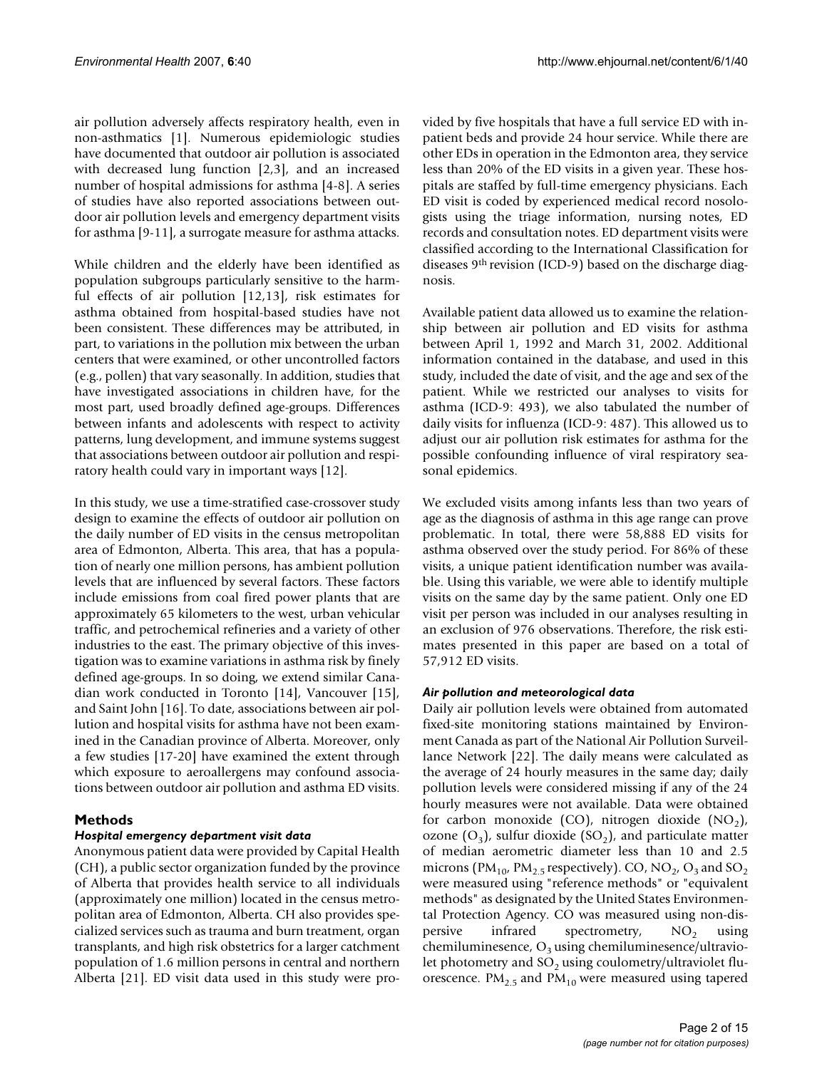air pollution adversely affects respiratory health, even in non-asthmatics [1]. Numerous epidemiologic studies have documented that outdoor air pollution is associated with decreased lung function [2,3], and an increased number of hospital admissions for asthma [4-8]. A series of studies have also reported associations between outdoor air pollution levels and emergency department visits for asthma [9-11], a surrogate measure for asthma attacks.

While children and the elderly have been identified as population subgroups particularly sensitive to the harmful effects of air pollution [12,13], risk estimates for asthma obtained from hospital-based studies have not been consistent. These differences may be attributed, in part, to variations in the pollution mix between the urban centers that were examined, or other uncontrolled factors (e.g., pollen) that vary seasonally. In addition, studies that have investigated associations in children have, for the most part, used broadly defined age-groups. Differences between infants and adolescents with respect to activity patterns, lung development, and immune systems suggest that associations between outdoor air pollution and respiratory health could vary in important ways [12].

In this study, we use a time-stratified case-crossover study design to examine the effects of outdoor air pollution on the daily number of ED visits in the census metropolitan area of Edmonton, Alberta. This area, that has a population of nearly one million persons, has ambient pollution levels that are influenced by several factors. These factors include emissions from coal fired power plants that are approximately 65 kilometers to the west, urban vehicular traffic, and petrochemical refineries and a variety of other industries to the east. The primary objective of this investigation was to examine variations in asthma risk by finely defined age-groups. In so doing, we extend similar Canadian work conducted in Toronto [14], Vancouver [15], and Saint John [16]. To date, associations between air pollution and hospital visits for asthma have not been examined in the Canadian province of Alberta. Moreover, only a few studies [17-20] have examined the extent through which exposure to aeroallergens may confound associations between outdoor air pollution and asthma ED visits.

## Methods

### *Hospital emergency department visit data*

Anonymous patient data were provided by Capital Health (CH), a public sector organization funded by the province of Alberta that provides health service to all individuals (approximately one million) located in the census metropolitan area of Edmonton, Alberta. CH also provides specialized services such as trauma and burn treatment, organ transplants, and high risk obstetrics for a larger catchment population of 1.6 million persons in central and northern Alberta [21]. ED visit data used in this study were provided by five hospitals that have a full service ED with in-patient beds and provide 24 hour service. While there are other EDs in operation in the Edmonton area, they service less than 20% of the ED visits in a given year. These hospitals are staffed by full-time emergency physicians. Each ED visit is coded by experienced medical record nosologists using the triage information, nursing notes, ED records and consultation notes. ED department visits were classified according to the International Classification for diseases 9th revision (ICD-9) based on the discharge diagnosis.

Available patient data allowed us to examine the relationship between air pollution and ED visits for asthma between April 1, 1992 and March 31, 2002. Additional information contained in the database, and used in this study, included the date of visit, and the age and sex of the patient. While we restricted our analyses to visits for asthma (ICD-9: 493), we also tabulated the number of daily visits for influenza (ICD-9: 487). This allowed us to adjust our air pollution risk estimates for asthma for the possible confounding influence of viral respiratory seasonal epidemics.

We excluded visits among infants less than two years of age as the diagnosis of asthma in this age range can prove problematic. In total, there were 58,888 ED visits for asthma observed over the study period. For 86% of these visits, a unique patient identification number was available. Using this variable, we were able to identify multiple visits on the same day by the same patient. Only one ED visit per person was included in our analyses resulting in an exclusion of 976 observations. Therefore, the risk estimates presented in this paper are based on a total of 57,912 ED visits.

### *Air pollution and meteorological data*

Daily air pollution levels were obtained from automated fixed-site monitoring stations maintained by Environment Canada as part of the National Air Pollution Surveillance Network [22]. The daily means were calculated as the average of 24 hourly measures in the same day; daily pollution levels were considered missing if any of the 24 hourly measures were not available. Data were obtained for carbon monoxide (CO), nitrogen dioxide ($NO_2$), ozone ($O_3$), sulfur dioxide ($SO_2$), and particulate matter of median aerometric diameter less than 10 and 2.5 microns ($PM_{10}$, $PM_{2.5}$ respectively). CO, $NO_2$, $O_3$ and $SO_2$ were measured using "reference methods" or "equivalent methods" as designated by the United States Environmental Protection Agency. CO was measured using non-dispersive infrared spectrometry, $NO_2$ using chemiluminesence, $O_3$ using chemiluminesence/ultraviolet photometry and $SO_2$ using coulometry/ultraviolet fluorescence. $PM_{2.5}$ and $PM_{10}$ were measured using tapered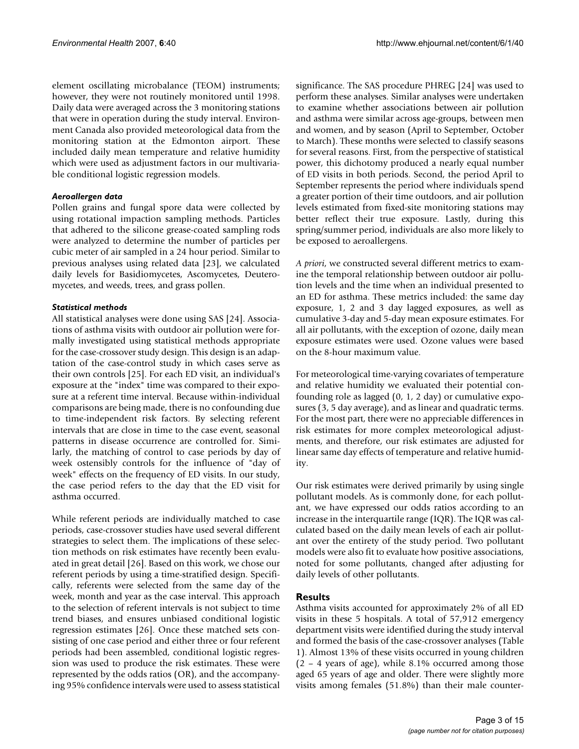element oscillating microbalance (TEOM) instruments; however, they were not routinely monitored until 1998. Daily data were averaged across the 3 monitoring stations that were in operation during the study interval. Environment Canada also provided meteorological data from the monitoring station at the Edmonton airport. These included daily mean temperature and relative humidity which were used as adjustment factors in our multivariable conditional logistic regression models.

### *Aeroallergen data*

Pollen grains and fungal spore data were collected by using rotational impaction sampling methods. Particles that adhered to the silicone grease-coated sampling rods were analyzed to determine the number of particles per cubic meter of air sampled in a 24 hour period. Similar to previous analyses using related data [23], we calculated daily levels for Basidiomycetes, Ascomycetes, Deuteromycetes, and weeds, trees, and grass pollen.

### *Statistical methods*

All statistical analyses were done using SAS [24]. Associations of asthma visits with outdoor air pollution were formally investigated using statistical methods appropriate for the case-crossover study design. This design is an adaptation of the case-control study in which cases serve as their own controls [25]. For each ED visit, an individual's exposure at the "index" time was compared to their exposure at a referent time interval. Because within-individual comparisons are being made, there is no confounding due to time-independent risk factors. By selecting referent intervals that are close in time to the case event, seasonal patterns in disease occurrence are controlled for. Similarly, the matching of control to case periods by day of week ostensibly controls for the influence of "day of week" effects on the frequency of ED visits. In our study, the case period refers to the day that the ED visit for asthma occurred.

While referent periods are individually matched to case periods, case-crossover studies have used several different strategies to select them. The implications of these selection methods on risk estimates have recently been evaluated in great detail [26]. Based on this work, we chose our referent periods by using a time-stratified design. Specifically, referents were selected from the same day of the week, month and year as the case interval. This approach to the selection of referent intervals is not subject to time trend biases, and ensures unbiased conditional logistic regression estimates [26]. Once these matched sets consisting of one case period and either three or four referent periods had been assembled, conditional logistic regression was used to produce the risk estimates. These were represented by the odds ratios (OR), and the accompanying 95% confidence intervals were used to assess statistical significance. The SAS procedure PHREG [24] was used to perform these analyses. Similar analyses were undertaken to examine whether associations between air pollution and asthma were similar across age-groups, between men and women, and by season (April to September, October to March). These months were selected to classify seasons for several reasons. First, from the perspective of statistical power, this dichotomy produced a nearly equal number of ED visits in both periods. Second, the period April to September represents the period where individuals spend a greater portion of their time outdoors, and air pollution levels estimated from fixed-site monitoring stations may better reflect their true exposure. Lastly, during this spring/summer period, individuals are also more likely to be exposed to aeroallergens.

*A priori*, we constructed several different metrics to examine the temporal relationship between outdoor air pollution levels and the time when an individual presented to an ED for asthma. These metrics included: the same day exposure, 1, 2 and 3 day lagged exposures, as well as cumulative 3-day and 5-day mean exposure estimates. For all air pollutants, with the exception of ozone, daily mean exposure estimates were used. Ozone values were based on the 8-hour maximum value.

For meteorological time-varying covariates of temperature and relative humidity we evaluated their potential confounding role as lagged (0, 1, 2 day) or cumulative exposures (3, 5 day average), and as linear and quadratic terms. For the most part, there were no appreciable differences in risk estimates for more complex meteorological adjustments, and therefore, our risk estimates are adjusted for linear same day effects of temperature and relative humidity.

Our risk estimates were derived primarily by using single pollutant models. As is commonly done, for each pollutant, we have expressed our odds ratios according to an increase in the interquartile range (IQR). The IQR was calculated based on the daily mean levels of each air pollutant over the entirety of the study period. Two pollutant models were also fit to evaluate how positive associations, noted for some pollutants, changed after adjusting for daily levels of other pollutants.

## Results

Asthma visits accounted for approximately 2% of all ED visits in these 5 hospitals. A total of 57,912 emergency department visits were identified during the study interval and formed the basis of the case-crossover analyses (Table 1). Almost 13% of these visits occurred in young children (2 – 4 years of age), while 8.1% occurred among those aged 65 years of age and older. There were slightly more visits among females (51.8%) than their male counter-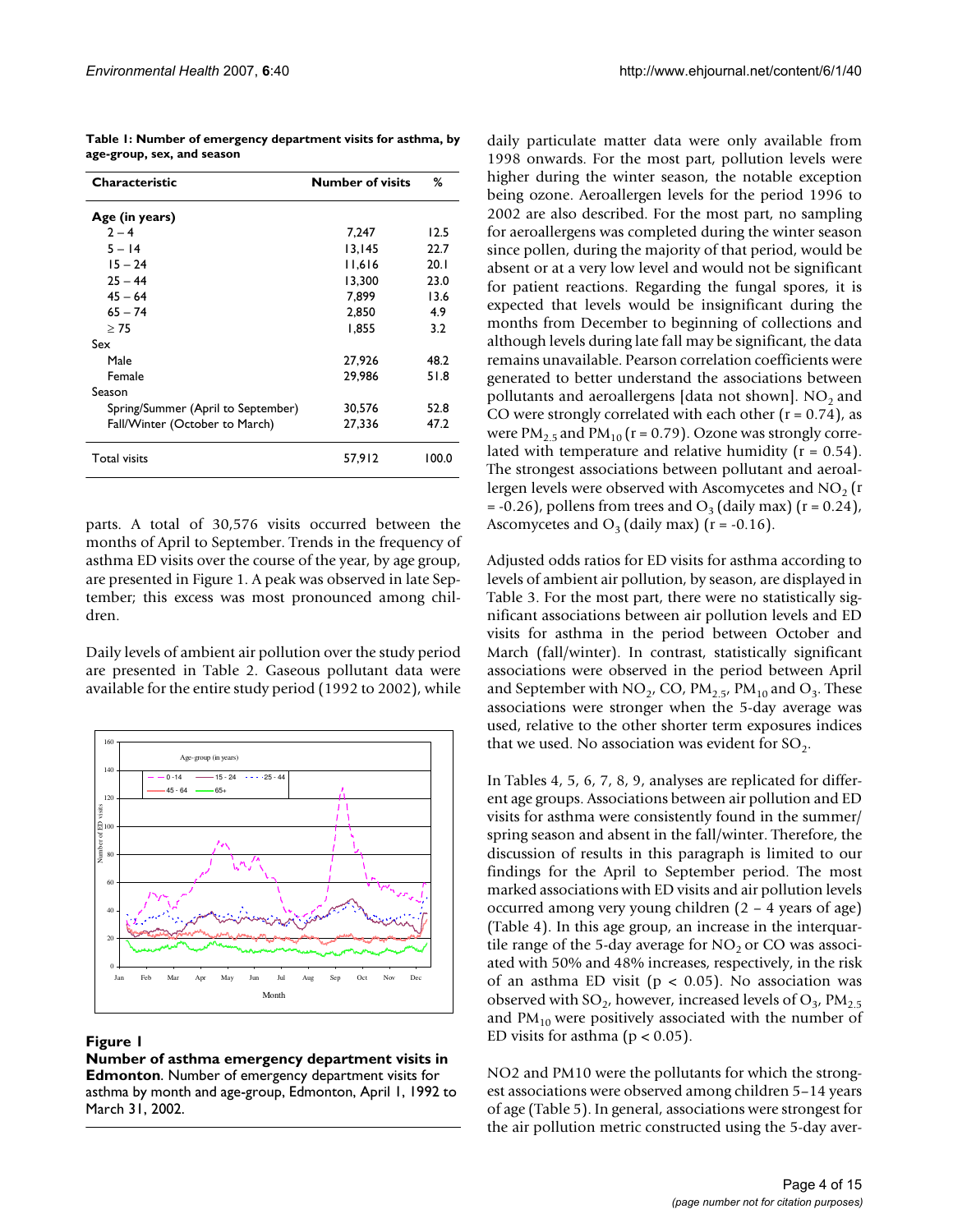**Table 1: Number of emergency department visits for asthma, by age-group, sex, and season**

| Characteristic | Number of visits | % |
|---|---|---|
| **Age (in years)** | | |
| 2 – 4 | 7,247 | 12.5 |
| 5 – 14 | 13,145 | 22.7 |
| 15 – 24 | 11,616 | 20.1 |
| 25 – 44 | 13,300 | 23.0 |
| 45 – 64 | 7,899 | 13.6 |
| 65 – 74 | 2,850 | 4.9 |
| ≥ 75 | 1,855 | 3.2 |
| Sex | | |
| Male | 27,926 | 48.2 |
| Female | 29,986 | 51.8 |
| Season | | |
| Spring/Summer (April to September) | 30,576 | 52.8 |
| Fall/Winter (October to March) | 27,336 | 47.2 |
| Total visits | 57,912 | 100.0 |

parts. A total of 30,576 visits occurred between the months of April to September. Trends in the frequency of asthma ED visits over the course of the year, by age group, are presented in Figure 1. A peak was observed in late September; this excess was most pronounced among children.

Daily levels of ambient air pollution over the study period are presented in Table 2. Gaseous pollutant data were available for the entire study period (1992 to 2002), while daily particulate matter data were only available from 1998 onwards. For the most part, pollution levels were higher during the winter season, the notable exception being ozone. Aeroallergen levels for the period 1996 to 2002 are also described. For the most part, no sampling for aeroallergens was completed during the winter season since pollen, during the majority of that period, would be absent or at a very low level and would not be significant for patient reactions. Regarding the fungal spores, it is expected that levels would be insignificant during the months from December to beginning of collections and although levels during late fall may be significant, the data remains unavailable. Pearson correlation coefficients were generated to better understand the associations between pollutants and aeroallergens [data not shown]. $NO_2$ and CO were strongly correlated with each other ($r = 0.74$), as were $PM_{2.5}$ and $PM_{10}$ ($r = 0.79$). Ozone was strongly correlated with temperature and relative humidity ($r = 0.54$). The strongest associations between pollutant and aeroallergen levels were observed with Ascomycetes and $NO_2$ ($r = -0.26$), pollens from trees and $O_3$ (daily max) ($r = 0.24$), Ascomycetes and $O_3$ (daily max) ($r = -0.16$).

**Figure 1**

**Number of asthma emergency department visits in Edmonton**. Number of emergency department visits for asthma by month and age-group, Edmonton, April 1, 1992 to March 31, 2002.

Adjusted odds ratios for ED visits for asthma according to levels of ambient air pollution, by season, are displayed in Table 3. For the most part, there were no statistically significant associations between air pollution levels and ED visits for asthma in the period between October and March (fall/winter). In contrast, statistically significant associations were observed in the period between April and September with $NO_2$, CO, $PM_{2.5}$, $PM_{10}$ and $O_3$. These associations were stronger when the 5-day average was used, relative to the other shorter term exposures indices that we used. No association was evident for $SO_2$.

In Tables 4, 5, 6, 7, 8, 9, analyses are replicated for different age groups. Associations between air pollution and ED visits for asthma were consistently found in the summer/spring season and absent in the fall/winter. Therefore, the discussion of results in this paragraph is limited to our findings for the April to September period. The most marked associations with ED visits and air pollution levels occurred among very young children (2 – 4 years of age) (Table 4). In this age group, an increase in the interquartile range of the 5-day average for $NO_2$ or CO was associated with 50% and 48% increases, respectively, in the risk of an asthma ED visit ($p < 0.05$). No association was observed with $SO_2$, however, increased levels of $O_3$, $PM_{2.5}$ and $PM_{10}$ were positively associated with the number of ED visits for asthma ($p < 0.05$).

NO2 and PM10 were the pollutants for which the strongest associations were observed among children 5–14 years of age (Table 5). In general, associations were strongest for the air pollution metric constructed using the 5-day aver-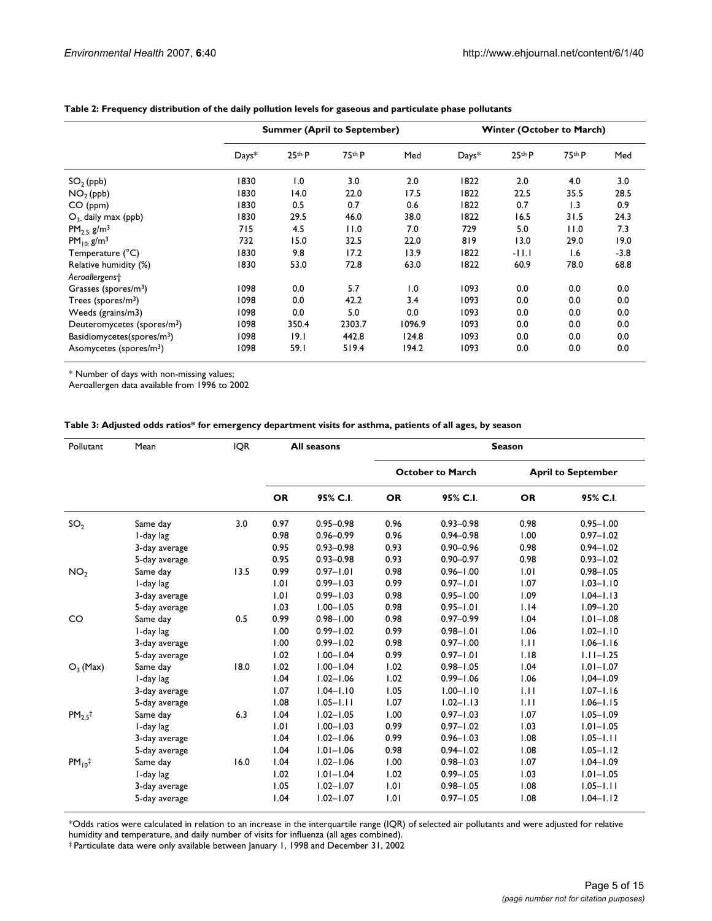**Table 2: Frequency distribution of the daily pollution levels for gaseous and particulate phase pollutants**

| | Summer (April to September) | | | | Winter (October to March) | | | |
|---|---|---|---|---|---|---|---|---|
| | Days* | 25th P | 75th P | Med | Days* | 25th P | 75th P | Med |
| $SO_2$ (ppb) | 1830 | 1.0 | 3.0 | 2.0 | 1822 | 2.0 | 4.0 | 3.0 |
| $NO_2$ (ppb) | 1830 | 14.0 | 22.0 | 17.5 | 1822 | 22.5 | 35.5 | 28.5 |
| CO (ppm) | 1830 | 0.5 | 0.7 | 0.6 | 1822 | 0.7 | 1.3 | 0.9 |
| $O_3$ daily max (ppb) | 1830 | 29.5 | 46.0 | 38.0 | 1822 | 16.5 | 31.5 | 24.3 |
| $PM_{2.5}$ g/m$^3$ | 715 | 4.5 | 11.0 | 7.0 | 729 | 5.0 | 11.0 | 7.3 |
| $PM_{10}$ g/m$^3$ | 732 | 15.0 | 32.5 | 22.0 | 819 | 13.0 | 29.0 | 19.0 |
| Temperature (°C) | 1830 | 9.8 | 17.2 | 13.9 | 1822 | -11.1 | 1.6 | -3.8 |
| Relative humidity (%) | 1830 | 53.0 | 72.8 | 63.0 | 1822 | 60.9 | 78.0 | 68.8 |
| *Aeroallergens*† | | | | | | | | |
| Grasses (spores/m$^3$) | 1098 | 0.0 | 5.7 | 1.0 | 1093 | 0.0 | 0.0 | 0.0 |
| Trees (spores/m$^3$) | 1098 | 0.0 | 42.2 | 3.4 | 1093 | 0.0 | 0.0 | 0.0 |
| Weeds (grains/m3) | 1098 | 0.0 | 5.0 | 0.0 | 1093 | 0.0 | 0.0 | 0.0 |
| Deuteromycetes (spores/m$^3$) | 1098 | 350.4 | 2303.7 | 1096.9 | 1093 | 0.0 | 0.0 | 0.0 |
| Basidiomycetes(spores/m$^3$) | 1098 | 19.1 | 442.8 | 124.8 | 1093 | 0.0 | 0.0 | 0.0 |
| Asomycetes (spores/m$^3$) | 1098 | 59.1 | 519.4 | 194.2 | 1093 | 0.0 | 0.0 | 0.0 |

\* Number of days with non-missing values;
Aeroallergen data available from 1996 to 2002

**Table 3: Adjusted odds ratios* for emergency department visits for asthma, patients of all ages, by season**

| Pollutant | Mean | IQR | All seasons | | Season | | | |
|---|---|---|---|---|---|---|---|---|
| | | | | | October to March | | April to September | |
| | | | OR | 95% C.I. | OR | 95% C.I. | OR | 95% C.I. |
| $SO_2$ | Same day | 3.0 | 0.97 | 0.95–0.98 | 0.96 | 0.93–0.98 | 0.98 | 0.95–1.00 |
| | 1-day lag | | 0.98 | 0.96–0.99 | 0.96 | 0.94–0.98 | 1.00 | 0.97–1.02 |
| | 3-day average | | 0.95 | 0.93–0.98 | 0.93 | 0.90–0.96 | 0.98 | 0.94–1.02 |
| | 5-day average | | 0.95 | 0.93–0.98 | 0.93 | 0.90–0.97 | 0.98 | 0.93–1.02 |
| $NO_2$ | Same day | 13.5 | 0.99 | 0.97–1.01 | 0.98 | 0.96–1.00 | 1.01 | 0.98–1.05 |
| | 1-day lag | | 1.01 | 0.99–1.03 | 0.99 | 0.97–1.01 | 1.07 | 1.03–1.10 |
| | 3-day average | | 1.01 | 0.99–1.03 | 0.98 | 0.95–1.00 | 1.09 | 1.04–1.13 |
| | 5-day average | | 1.03 | 1.00–1.05 | 0.98 | 0.95–1.01 | 1.14 | 1.09–1.20 |
| CO | Same day | 0.5 | 0.99 | 0.98–1.00 | 0.98 | 0.97–0.99 | 1.04 | 1.01–1.08 |
| | 1-day lag | | 1.00 | 0.99–1.02 | 0.99 | 0.98–1.01 | 1.06 | 1.02–1.10 |
| | 3-day average | | 1.00 | 0.99–1.02 | 0.98 | 0.97–1.00 | 1.11 | 1.06–1.16 |
| | 5-day average | | 1.02 | 1.00–1.04 | 0.99 | 0.97–1.01 | 1.18 | 1.11–1.25 |
| $O_3$ (Max) | Same day | 18.0 | 1.02 | 1.00–1.04 | 1.02 | 0.98–1.05 | 1.04 | 1.01–1.07 |
| | 1-day lag | | 1.04 | 1.02–1.06 | 1.02 | 0.99–1.06 | 1.06 | 1.04–1.09 |
| | 3-day average | | 1.07 | 1.04–1.10 | 1.05 | 1.00–1.10 | 1.11 | 1.07–1.16 |
| | 5-day average | | 1.08 | 1.05–1.11 | 1.07 | 1.02–1.13 | 1.11 | 1.06–1.15 |
| $PM_{2.5}$‡ | Same day | 6.3 | 1.04 | 1.02–1.05 | 1.00 | 0.97–1.03 | 1.07 | 1.05–1.09 |
| | 1-day lag | | 1.01 | 1.00–1.03 | 0.99 | 0.97–1.02 | 1.03 | 1.01–1.05 |
| | 3-day average | | 1.04 | 1.02–1.06 | 0.99 | 0.96–1.03 | 1.08 | 1.05–1.11 |
| | 5-day average | | 1.04 | 1.01–1.06 | 0.98 | 0.94–1.02 | 1.08 | 1.05–1.12 |
| $PM_{10}$‡ | Same day | 16.0 | 1.04 | 1.02–1.06 | 1.00 | 0.98–1.03 | 1.07 | 1.04–1.09 |
| | 1-day lag | | 1.02 | 1.01–1.04 | 1.02 | 0.99–1.05 | 1.03 | 1.01–1.05 |
| | 3-day average | | 1.05 | 1.02–1.07 | 1.01 | 0.98–1.05 | 1.08 | 1.05–1.11 |
| | 5-day average | | 1.04 | 1.02–1.07 | 1.01 | 0.97–1.05 | 1.08 | 1.04–1.12 |

\*Odds ratios were calculated in relation to an increase in the interquartile range (IQR) of selected air pollutants and were adjusted for relative humidity and temperature, and daily number of visits for influenza (all ages combined).
‡ Particulate data were only available between January 1, 1998 and December 31, 2002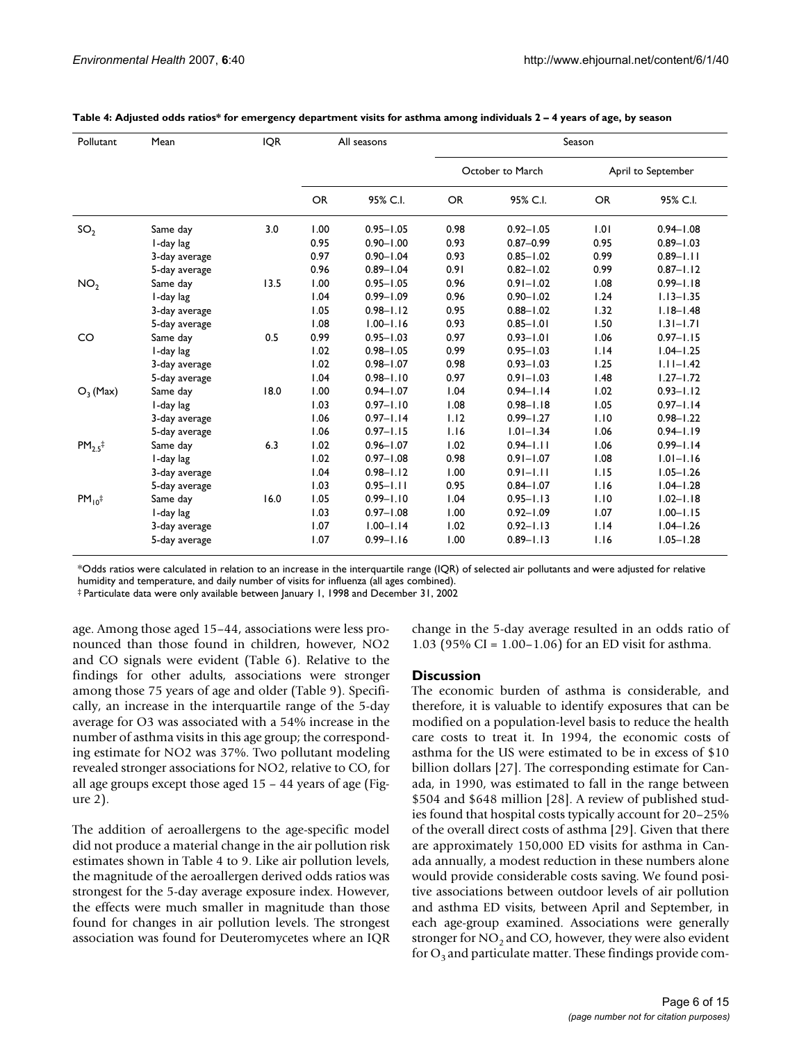**Table 4: Adjusted odds ratios* for emergency department visits for asthma among individuals 2 – 4 years of age, by season**

| Pollutant | Mean | IQR | All seasons | | Season | | | |
|---|---|---|---|---|---|---|---|---|
| | | | | | October to March | | April to September | |
| | | | OR | 95% C.I. | OR | 95% C.I. | OR | 95% C.I. |
| $SO_2$ | Same day | 3.0 | 1.00 | 0.95–1.05 | 0.98 | 0.92–1.05 | 1.01 | 0.94–1.08 |
| | 1-day lag | | 0.95 | 0.90–1.00 | 0.93 | 0.87–0.99 | 0.95 | 0.89–1.03 |
| | 3-day average | | 0.97 | 0.90–1.04 | 0.93 | 0.85–1.02 | 0.99 | 0.89–1.11 |
| | 5-day average | | 0.96 | 0.89–1.04 | 0.91 | 0.82–1.02 | 0.99 | 0.87–1.12 |
| $NO_2$ | Same day | 13.5 | 1.00 | 0.95–1.05 | 0.96 | 0.91–1.02 | 1.08 | 0.99–1.18 |
| | 1-day lag | | 1.04 | 0.99–1.09 | 0.96 | 0.90–1.02 | 1.24 | 1.13–1.35 |
| | 3-day average | | 1.05 | 0.98–1.12 | 0.95 | 0.88–1.02 | 1.32 | 1.18–1.48 |
| | 5-day average | | 1.08 | 1.00–1.16 | 0.93 | 0.85–1.01 | 1.50 | 1.31–1.71 |
| CO | Same day | 0.5 | 0.99 | 0.95–1.03 | 0.97 | 0.93–1.01 | 1.06 | 0.97–1.15 |
| | 1-day lag | | 1.02 | 0.98–1.05 | 0.99 | 0.95–1.03 | 1.14 | 1.04–1.25 |
| | 3-day average | | 1.02 | 0.98–1.07 | 0.98 | 0.93–1.03 | 1.25 | 1.11–1.42 |
| | 5-day average | | 1.04 | 0.98–1.10 | 0.97 | 0.91–1.03 | 1.48 | 1.27–1.72 |
| $O_3$ (Max) | Same day | 18.0 | 1.00 | 0.94–1.07 | 1.04 | 0.94–1.14 | 1.02 | 0.93–1.12 |
| | 1-day lag | | 1.03 | 0.97–1.10 | 1.08 | 0.98–1.18 | 1.05 | 0.97–1.14 |
| | 3-day average | | 1.06 | 0.97–1.14 | 1.12 | 0.99–1.27 | 1.10 | 0.98–1.22 |
| | 5-day average | | 1.06 | 0.97–1.15 | 1.16 | 1.01–1.34 | 1.06 | 0.94–1.19 |
| $PM_{2.5}$‡ | Same day | 6.3 | 1.02 | 0.96–1.07 | 1.02 | 0.94–1.11 | 1.06 | 0.99–1.14 |
| | 1-day lag | | 1.02 | 0.97–1.08 | 0.98 | 0.91–1.07 | 1.08 | 1.01–1.16 |
| | 3-day average | | 1.04 | 0.98–1.12 | 1.00 | 0.91–1.11 | 1.15 | 1.05–1.26 |
| | 5-day average | | 1.03 | 0.95–1.11 | 0.95 | 0.84–1.07 | 1.16 | 1.04–1.28 |
| $PM_{10}$‡ | Same day | 16.0 | 1.05 | 0.99–1.10 | 1.04 | 0.95–1.13 | 1.10 | 1.02–1.18 |
| | 1-day lag | | 1.03 | 0.97–1.08 | 1.00 | 0.92–1.09 | 1.07 | 1.00–1.15 |
| | 3-day average | | 1.07 | 1.00–1.14 | 1.02 | 0.92–1.13 | 1.14 | 1.04–1.26 |
| | 5-day average | | 1.07 | 0.99–1.16 | 1.00 | 0.89–1.13 | 1.16 | 1.05–1.28 |

*Odds ratios were calculated in relation to an increase in the interquartile range (IQR) of selected air pollutants and were adjusted for relative humidity and temperature, and daily number of visits for influenza (all ages combined).

‡ Particulate data were only available between January 1, 1998 and December 31, 2002

age. Among those aged 15–44, associations were less pronounced than those found in children, however, NO2 and CO signals were evident (Table 6). Relative to the findings for other adults, associations were stronger among those 75 years of age and older (Table 9). Specifically, an increase in the interquartile range of the 5-day average for O3 was associated with a 54% increase in the number of asthma visits in this age group; the corresponding estimate for NO2 was 37%. Two pollutant modeling revealed stronger associations for NO2, relative to CO, for all age groups except those aged 15 – 44 years of age (Figure 2).

The addition of aeroallergens to the age-specific model did not produce a material change in the air pollution risk estimates shown in Table 4 to 9. Like air pollution levels, the magnitude of the aeroallergen derived odds ratios was strongest for the 5-day average exposure index. However, the effects were much smaller in magnitude than those found for changes in air pollution levels. The strongest association was found for Deuteromycetes where an IQR change in the 5-day average resulted in an odds ratio of 1.03 (95% CI = 1.00–1.06) for an ED visit for asthma.

## Discussion

The economic burden of asthma is considerable, and therefore, it is valuable to identify exposures that can be modified on a population-level basis to reduce the health care costs to treat it. In 1994, the economic costs of asthma for the US were estimated to be in excess of $10 billion dollars [27]. The corresponding estimate for Canada, in 1990, was estimated to fall in the range between $504 and $648 million [28]. A review of published studies found that hospital costs typically account for 20–25% of the overall direct costs of asthma [29]. Given that there are approximately 150,000 ED visits for asthma in Canada annually, a modest reduction in these numbers alone would provide considerable costs saving. We found positive associations between outdoor levels of air pollution and asthma ED visits, between April and September, in each age-group examined. Associations were generally stronger for $NO_2$ and CO, however, they were also evident for $O_3$ and particulate matter. These findings provide com-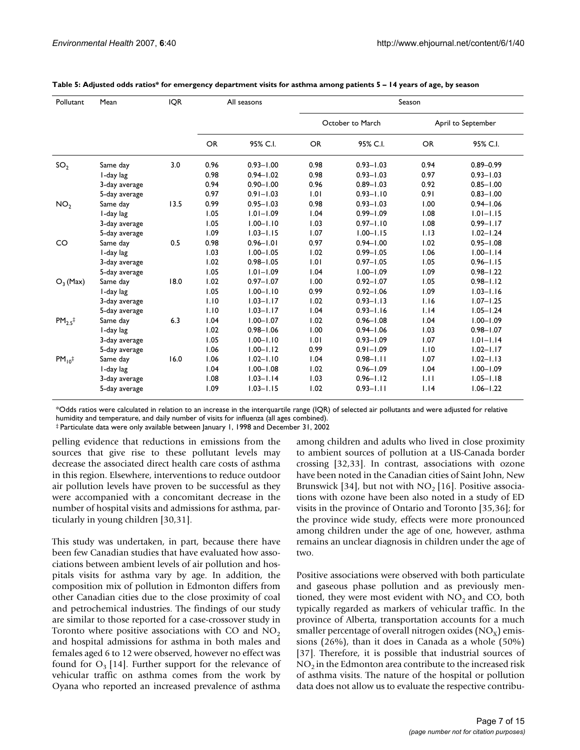**Table 5: Adjusted odds ratios* for emergency department visits for asthma among patients 5 – 14 years of age, by season**

| Pollutant | Mean | IQR | All seasons | | Season | | | |
|---|---|---|---|---|---|---|---|---|
| | | | | | October to March | | April to September | |
| | | | OR | 95% C.I. | OR | 95% C.I. | OR | 95% C.I. |
| $SO_2$ | Same day | 3.0 | 0.96 | 0.93–1.00 | 0.98 | 0.93–1.03 | 0.94 | 0.89–0.99 |
| | 1-day lag | | 0.98 | 0.94–1.02 | 0.98 | 0.93–1.03 | 0.97 | 0.93–1.03 |
| | 3-day average | | 0.94 | 0.90–1.00 | 0.96 | 0.89–1.03 | 0.92 | 0.85–1.00 |
| | 5-day average | | 0.97 | 0.91–1.03 | 1.01 | 0.93–1.10 | 0.91 | 0.83–1.00 |
| $NO_2$ | Same day | 13.5 | 0.99 | 0.95–1.03 | 0.98 | 0.93–1.03 | 1.00 | 0.94–1.06 |
| | 1-day lag | | 1.05 | 1.01–1.09 | 1.04 | 0.99–1.09 | 1.08 | 1.01–1.15 |
| | 3-day average | | 1.05 | 1.00–1.10 | 1.03 | 0.97–1.10 | 1.08 | 0.99–1.17 |
| | 5-day average | | 1.09 | 1.03–1.15 | 1.07 | 1.00–1.15 | 1.13 | 1.02–1.24 |
| CO | Same day | 0.5 | 0.98 | 0.96–1.01 | 0.97 | 0.94–1.00 | 1.02 | 0.95–1.08 |
| | 1-day lag | | 1.03 | 1.00–1.05 | 1.02 | 0.99–1.05 | 1.06 | 1.00–1.14 |
| | 3-day average | | 1.02 | 0.98–1.05 | 1.01 | 0.97–1.05 | 1.05 | 0.96–1.15 |
| | 5-day average | | 1.05 | 1.01–1.09 | 1.04 | 1.00–1.09 | 1.09 | 0.98–1.22 |
| $O_3$ (Max) | Same day | 18.0 | 1.02 | 0.97–1.07 | 1.00 | 0.92–1.07 | 1.05 | 0.98–1.12 |
| | 1-day lag | | 1.05 | 1.00–1.10 | 0.99 | 0.92–1.06 | 1.09 | 1.03–1.16 |
| | 3-day average | | 1.10 | 1.03–1.17 | 1.02 | 0.93–1.13 | 1.16 | 1.07–1.25 |
| | 5-day average | | 1.10 | 1.03–1.17 | 1.04 | 0.93–1.16 | 1.14 | 1.05–1.24 |
| $PM_{2.5}$‡ | Same day | 6.3 | 1.04 | 1.00–1.07 | 1.02 | 0.96–1.08 | 1.04 | 1.00–1.09 |
| | 1-day lag | | 1.02 | 0.98–1.06 | 1.00 | 0.94–1.06 | 1.03 | 0.98–1.07 |
| | 3-day average | | 1.05 | 1.00–1.10 | 1.01 | 0.93–1.09 | 1.07 | 1.01–1.14 |
| | 5-day average | | 1.06 | 1.00–1.12 | 0.99 | 0.91–1.09 | 1.10 | 1.02–1.17 |
| $PM_{10}$‡ | Same day | 16.0 | 1.06 | 1.02–1.10 | 1.04 | 0.98–1.11 | 1.07 | 1.02–1.13 |
| | 1-day lag | | 1.04 | 1.00–1.08 | 1.02 | 0.96–1.09 | 1.04 | 1.00–1.09 |
| | 3-day average | | 1.08 | 1.03–1.14 | 1.03 | 0.96–1.12 | 1.11 | 1.05–1.18 |
| | 5-day average | | 1.09 | 1.03–1.15 | 1.02 | 0.93–1.11 | 1.14 | 1.06–1.22 |

*Odds ratios were calculated in relation to an increase in the interquartile range (IQR) of selected air pollutants and were adjusted for relative humidity and temperature, and daily number of visits for influenza (all ages combined).
‡ Particulate data were only available between January 1, 1998 and December 31, 2002

pelling evidence that reductions in emissions from the sources that give rise to these pollutant levels may decrease the associated direct health care costs of asthma in this region. Elsewhere, interventions to reduce outdoor air pollution levels have proven to be successful as they were accompanied with a concomitant decrease in the number of hospital visits and admissions for asthma, particularly in young children [30,31].

This study was undertaken, in part, because there have been few Canadian studies that have evaluated how associations between ambient levels of air pollution and hospitals visits for asthma vary by age. In addition, the composition mix of pollution in Edmonton differs from other Canadian cities due to the close proximity of coal and petrochemical industries. The findings of our study are similar to those reported for a case-crossover study in Toronto where positive associations with CO and $NO_2$ and hospital admissions for asthma in both males and females aged 6 to 12 were observed, however no effect was found for $O_3$ [14]. Further support for the relevance of vehicular traffic on asthma comes from the work by Oyana who reported an increased prevalence of asthma among children and adults who lived in close proximity to ambient sources of pollution at a US-Canada border crossing [32,33]. In contrast, associations with ozone have been noted in the Canadian cities of Saint John, New Brunswick [34], but not with $NO_2$ [16]. Positive associations with ozone have been also noted in a study of ED visits in the province of Ontario and Toronto [35,36]; for the province wide study, effects were more pronounced among children under the age of one, however, asthma remains an unclear diagnosis in children under the age of two.

Positive associations were observed with both particulate and gaseous phase pollution and as previously mentioned, they were most evident with $NO_2$ and CO, both typically regarded as markers of vehicular traffic. In the province of Alberta, transportation accounts for a much smaller percentage of overall nitrogen oxides ($NO_X$) emissions (26%), than it does in Canada as a whole (50%) [37]. Therefore, it is possible that industrial sources of $NO_2$ in the Edmonton area contribute to the increased risk of asthma visits. The nature of the hospital or pollution data does not allow us to evaluate the respective contribu-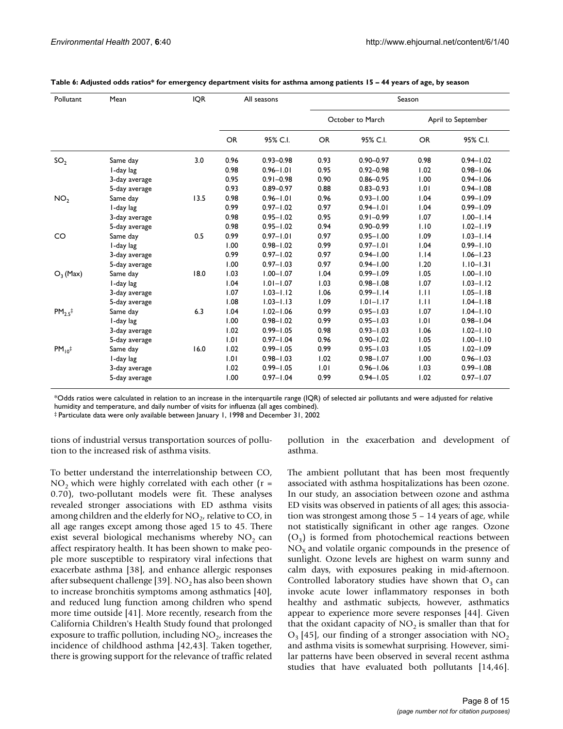**Table 6: Adjusted odds ratios* for emergency department visits for asthma among patients 15 – 44 years of age, by season**

| Pollutant | Mean | IQR | All seasons | | Season | | | |
|---|---|---|---|---|---|---|---|---|
| | | | | | October to March | | April to September | |
| | | | OR | 95% C.I. | OR | 95% C.I. | OR | 95% C.I. |
| $SO_2$ | Same day | 3.0 | 0.96 | 0.93–0.98 | 0.93 | 0.90–0.97 | 0.98 | 0.94–1.02 |
| | 1-day lag | | 0.98 | 0.96–1.01 | 0.95 | 0.92–0.98 | 1.02 | 0.98–1.06 |
| | 3-day average | | 0.95 | 0.91–0.98 | 0.90 | 0.86–0.95 | 1.00 | 0.94–1.06 |
| | 5-day average | | 0.93 | 0.89–0.97 | 0.88 | 0.83–0.93 | 1.01 | 0.94–1.08 |
| $NO_2$ | Same day | 13.5 | 0.98 | 0.96–1.01 | 0.96 | 0.93–1.00 | 1.04 | 0.99–1.09 |
| | 1-day lag | | 0.99 | 0.97–1.02 | 0.97 | 0.94–1.01 | 1.04 | 0.99–1.09 |
| | 3-day average | | 0.98 | 0.95–1.02 | 0.95 | 0.91–0.99 | 1.07 | 1.00–1.14 |
| | 5-day average | | 0.98 | 0.95–1.02 | 0.94 | 0.90–0.99 | 1.10 | 1.02–1.19 |
| CO | Same day | 0.5 | 0.99 | 0.97–1.01 | 0.97 | 0.95–1.00 | 1.09 | 1.03–1.14 |
| | 1-day lag | | 1.00 | 0.98–1.02 | 0.99 | 0.97–1.01 | 1.04 | 0.99–1.10 |
| | 3-day average | | 0.99 | 0.97–1.02 | 0.97 | 0.94–1.00 | 1.14 | 1.06–1.23 |
| | 5-day average | | 1.00 | 0.97–1.03 | 0.97 | 0.94–1.00 | 1.20 | 1.10–1.31 |
| $O_3$ (Max) | Same day | 18.0 | 1.03 | 1.00–1.07 | 1.04 | 0.99–1.09 | 1.05 | 1.00–1.10 |
| | 1-day lag | | 1.04 | 1.01–1.07 | 1.03 | 0.98–1.08 | 1.07 | 1.03–1.12 |
| | 3-day average | | 1.07 | 1.03–1.12 | 1.06 | 0.99–1.14 | 1.11 | 1.05–1.18 |
| | 5-day average | | 1.08 | 1.03–1.13 | 1.09 | 1.01–1.17 | 1.11 | 1.04–1.18 |
| $PM_{2.5}$‡ | Same day | 6.3 | 1.04 | 1.02–1.06 | 0.99 | 0.95–1.03 | 1.07 | 1.04–1.10 |
| | 1-day lag | | 1.00 | 0.98–1.02 | 0.99 | 0.95–1.03 | 1.01 | 0.98–1.04 |
| | 3-day average | | 1.02 | 0.99–1.05 | 0.98 | 0.93–1.03 | 1.06 | 1.02–1.10 |
| | 5-day average | | 1.01 | 0.97–1.04 | 0.96 | 0.90–1.02 | 1.05 | 1.00–1.10 |
| $PM_{10}$‡ | Same day | 16.0 | 1.02 | 0.99–1.05 | 0.99 | 0.95–1.03 | 1.05 | 1.02–1.09 |
| | 1-day lag | | 1.01 | 0.98–1.03 | 1.02 | 0.98–1.07 | 1.00 | 0.96–1.03 |
| | 3-day average | | 1.02 | 0.99–1.05 | 1.01 | 0.96–1.06 | 1.03 | 0.99–1.08 |
| | 5-day average | | 1.00 | 0.97–1.04 | 0.99 | 0.94–1.05 | 1.02 | 0.97–1.07 |

*Odds ratios were calculated in relation to an increase in the interquartile range (IQR) of selected air pollutants and were adjusted for relative humidity and temperature, and daily number of visits for influenza (all ages combined).
‡ Particulate data were only available between January 1, 1998 and December 31, 2002

tions of industrial versus transportation sources of pollution to the increased risk of asthma visits.

To better understand the interrelationship between CO, $NO_2$ which were highly correlated with each other ($r = 0.70$), two-pollutant models were fit. These analyses revealed stronger associations with ED asthma visits among children and the elderly for $NO_2$, relative to CO, in all age ranges except among those aged 15 to 45. There exist several biological mechanisms whereby $NO_2$ can affect respiratory health. It has been shown to make people more susceptible to respiratory viral infections that exacerbate asthma [38], and enhance allergic responses after subsequent challenge [39]. $NO_2$ has also been shown to increase bronchitis symptoms among asthmatics [40], and reduced lung function among children who spend more time outside [41]. More recently, research from the California Children's Health Study found that prolonged exposure to traffic pollution, including $NO_2$, increases the incidence of childhood asthma [42,43]. Taken together, there is growing support for the relevance of traffic related pollution in the exacerbation and development of asthma.

The ambient pollutant that has been most frequently associated with asthma hospitalizations has been ozone. In our study, an association between ozone and asthma ED visits was observed in patients of all ages; this association was strongest among those 5 – 14 years of age, while not statistically significant in other age ranges. Ozone ($O_3$) is formed from photochemical reactions between $NO_X$ and volatile organic compounds in the presence of sunlight. Ozone levels are highest on warm sunny and calm days, with exposures peaking in mid-afternoon. Controlled laboratory studies have shown that $O_3$ can invoke acute lower inflammatory responses in both healthy and asthmatic subjects, however, asthmatics appear to experience more severe responses [44]. Given that the oxidant capacity of $NO_2$ is smaller than that for $O_3$ [45], our finding of a stronger association with $NO_2$ and asthma visits is somewhat surprising. However, similar patterns have been observed in several recent asthma studies that have evaluated both pollutants [14,46].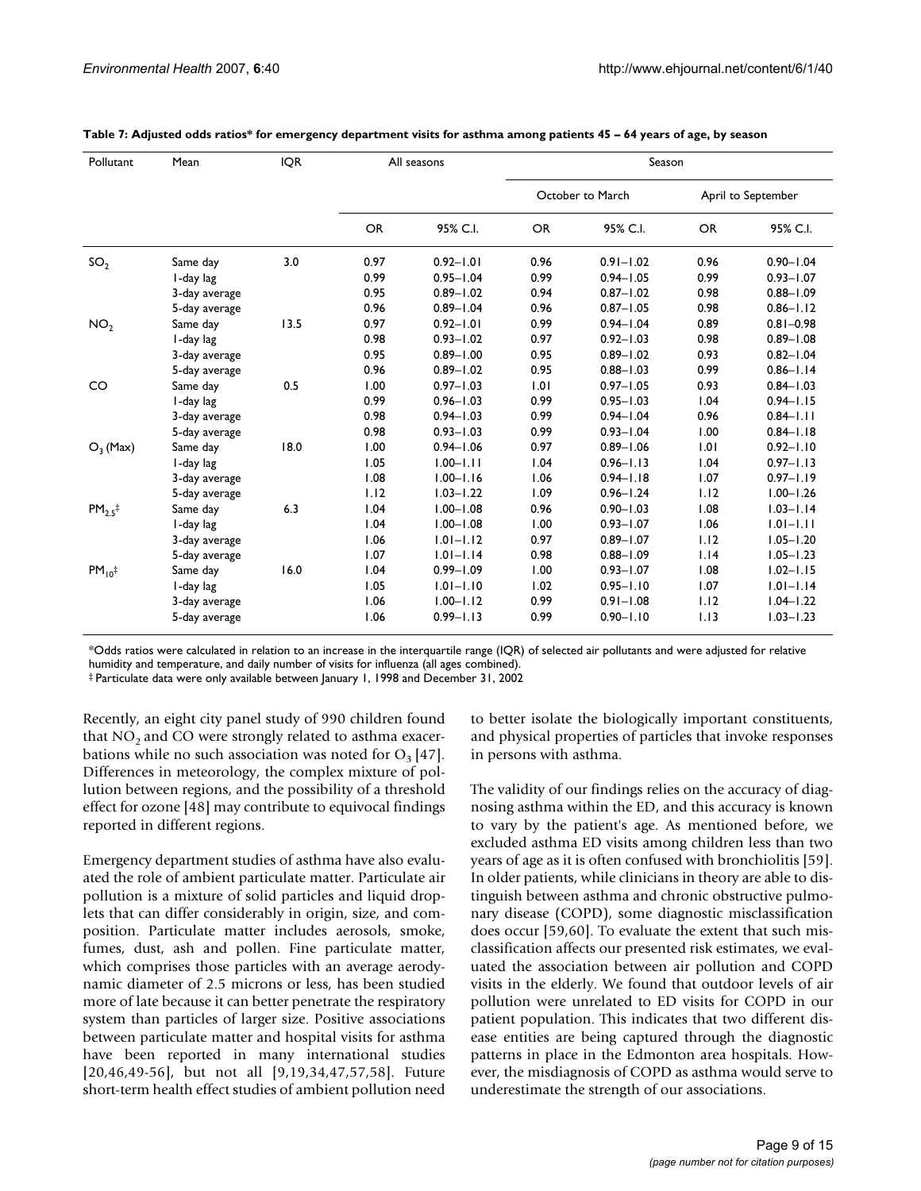**Table 7: Adjusted odds ratios* for emergency department visits for asthma among patients 45 – 64 years of age, by season**

| Pollutant | Mean | IQR | All seasons | | Season | | | |
|---|---|---|---|---|---|---|---|---|
| | | | | | October to March | | April to September | |
| | | | OR | 95% C.I. | OR | 95% C.I. | OR | 95% C.I. |
| $SO_2$ | Same day | 3.0 | 0.97 | 0.92–1.01 | 0.96 | 0.91–1.02 | 0.96 | 0.90–1.04 |
| | 1-day lag | | 0.99 | 0.95–1.04 | 0.99 | 0.94–1.05 | 0.99 | 0.93–1.07 |
| | 3-day average | | 0.95 | 0.89–1.02 | 0.94 | 0.87–1.02 | 0.98 | 0.88–1.09 |
| | 5-day average | | 0.96 | 0.89–1.04 | 0.96 | 0.87–1.05 | 0.98 | 0.86–1.12 |
| $NO_2$ | Same day | 13.5 | 0.97 | 0.92–1.01 | 0.99 | 0.94–1.04 | 0.89 | 0.81–0.98 |
| | 1-day lag | | 0.98 | 0.93–1.02 | 0.97 | 0.92–1.03 | 0.98 | 0.89–1.08 |
| | 3-day average | | 0.95 | 0.89–1.00 | 0.95 | 0.89–1.02 | 0.93 | 0.82–1.04 |
| | 5-day average | | 0.96 | 0.89–1.02 | 0.95 | 0.88–1.03 | 0.99 | 0.86–1.14 |
| CO | Same day | 0.5 | 1.00 | 0.97–1.03 | 1.01 | 0.97–1.05 | 0.93 | 0.84–1.03 |
| | 1-day lag | | 0.99 | 0.96–1.03 | 0.99 | 0.95–1.03 | 1.04 | 0.94–1.15 |
| | 3-day average | | 0.98 | 0.94–1.03 | 0.99 | 0.94–1.04 | 0.96 | 0.84–1.11 |
| | 5-day average | | 0.98 | 0.93–1.03 | 0.99 | 0.93–1.04 | 1.00 | 0.84–1.18 |
| $O_3$ (Max) | Same day | 18.0 | 1.00 | 0.94–1.06 | 0.97 | 0.89–1.06 | 1.01 | 0.92–1.10 |
| | 1-day lag | | 1.05 | 1.00–1.11 | 1.04 | 0.96–1.13 | 1.04 | 0.97–1.13 |
| | 3-day average | | 1.08 | 1.00–1.16 | 1.06 | 0.94–1.18 | 1.07 | 0.97–1.19 |
| | 5-day average | | 1.12 | 1.03–1.22 | 1.09 | 0.96–1.24 | 1.12 | 1.00–1.26 |
| $PM_{2.5}$‡ | Same day | 6.3 | 1.04 | 1.00–1.08 | 0.96 | 0.90–1.03 | 1.08 | 1.03–1.14 |
| | 1-day lag | | 1.04 | 1.00–1.08 | 1.00 | 0.93–1.07 | 1.06 | 1.01–1.11 |
| | 3-day average | | 1.06 | 1.01–1.12 | 0.97 | 0.89–1.07 | 1.12 | 1.05–1.20 |
| | 5-day average | | 1.07 | 1.01–1.14 | 0.98 | 0.88–1.09 | 1.14 | 1.05–1.23 |
| $PM_{10}$‡ | Same day | 16.0 | 1.04 | 0.99–1.09 | 1.00 | 0.93–1.07 | 1.08 | 1.02–1.15 |
| | 1-day lag | | 1.05 | 1.01–1.10 | 1.02 | 0.95–1.10 | 1.07 | 1.01–1.14 |
| | 3-day average | | 1.06 | 1.00–1.12 | 0.99 | 0.91–1.08 | 1.12 | 1.04–1.22 |
| | 5-day average | | 1.06 | 0.99–1.13 | 0.99 | 0.90–1.10 | 1.13 | 1.03–1.23 |

*Odds ratios were calculated in relation to an increase in the interquartile range (IQR) of selected air pollutants and were adjusted for relative humidity and temperature, and daily number of visits for influenza (all ages combined).
‡ Particulate data were only available between January 1, 1998 and December 31, 2002

Recently, an eight city panel study of 990 children found that $NO_2$ and CO were strongly related to asthma exacerbations while no such association was noted for $O_3$ [47]. Differences in meteorology, the complex mixture of pollution between regions, and the possibility of a threshold effect for ozone [48] may contribute to equivocal findings reported in different regions.

Emergency department studies of asthma have also evaluated the role of ambient particulate matter. Particulate air pollution is a mixture of solid particles and liquid droplets that can differ considerably in origin, size, and composition. Particulate matter includes aerosols, smoke, fumes, dust, ash and pollen. Fine particulate matter, which comprises those particles with an average aerodynamic diameter of 2.5 microns or less, has been studied more of late because it can better penetrate the respiratory system than particles of larger size. Positive associations between particulate matter and hospital visits for asthma have been reported in many international studies [20,46,49-56], but not all [9,19,34,47,57,58]. Future short-term health effect studies of ambient pollution need to better isolate the biologically important constituents, and physical properties of particles that invoke responses in persons with asthma.

The validity of our findings relies on the accuracy of diagnosing asthma within the ED, and this accuracy is known to vary by the patient's age. As mentioned before, we excluded asthma ED visits among children less than two years of age as it is often confused with bronchiolitis [59]. In older patients, while clinicians in theory are able to distinguish between asthma and chronic obstructive pulmonary disease (COPD), some diagnostic misclassification does occur [59,60]. To evaluate the extent that such misclassification affects our presented risk estimates, we evaluated the association between air pollution and COPD visits in the elderly. We found that outdoor levels of air pollution were unrelated to ED visits for COPD in our patient population. This indicates that two different disease entities are being captured through the diagnostic patterns in place in the Edmonton area hospitals. However, the misdiagnosis of COPD as asthma would serve to underestimate the strength of our associations.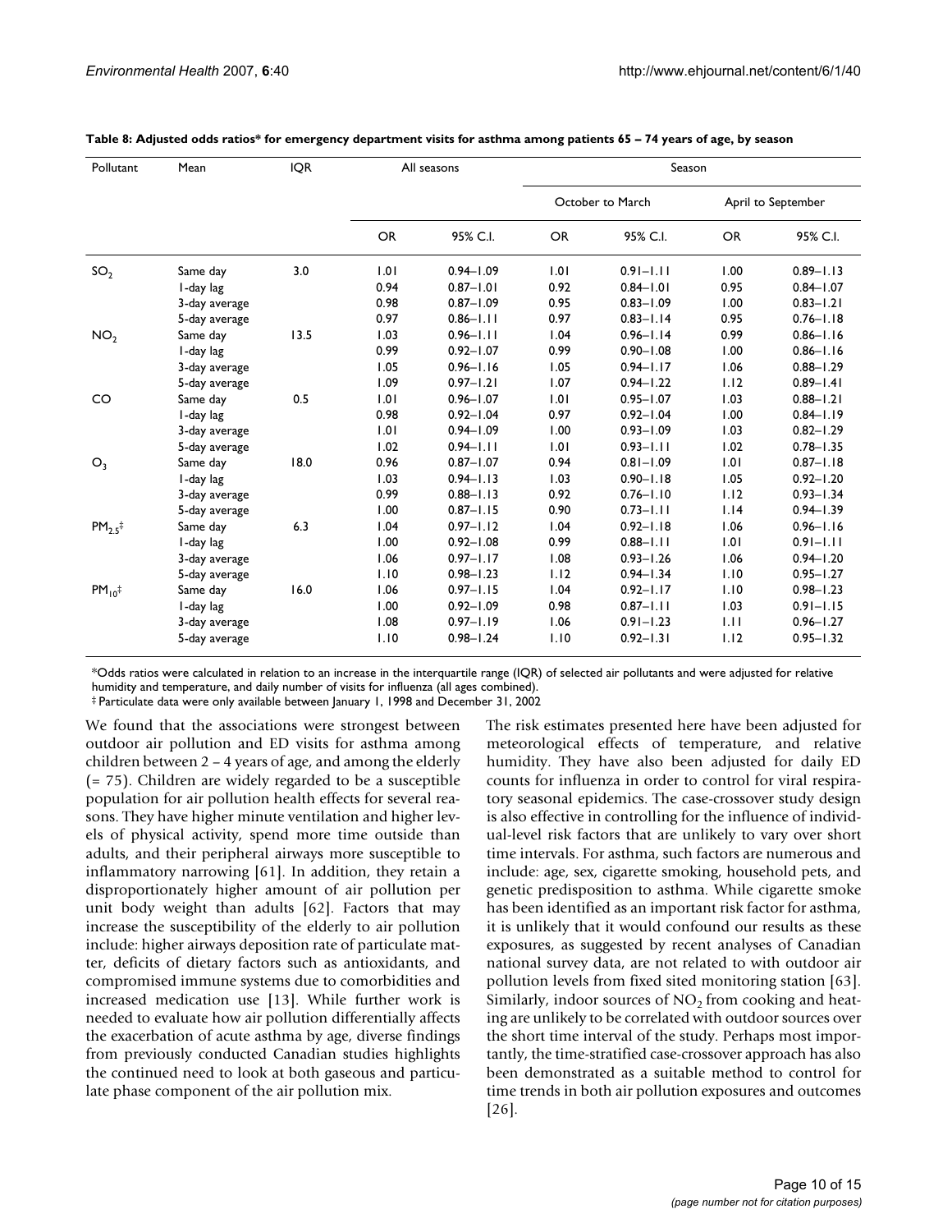**Table 8: Adjusted odds ratios* for emergency department visits for asthma among patients 65 – 74 years of age, by season**

| Pollutant | Mean | IQR | All seasons | | Season | | | |
|---|---|---|---|---|---|---|---|---|
| | | | | | October to March | | April to September | |
| | | | OR | 95% C.I. | OR | 95% C.I. | OR | 95% C.I. |
| $SO_2$ | Same day | 3.0 | 1.01 | 0.94–1.09 | 1.01 | 0.91–1.11 | 1.00 | 0.89–1.13 |
| | 1-day lag | | 0.94 | 0.87–1.01 | 0.92 | 0.84–1.01 | 0.95 | 0.84–1.07 |
| | 3-day average | | 0.98 | 0.87–1.09 | 0.95 | 0.83–1.09 | 1.00 | 0.83–1.21 |
| | 5-day average | | 0.97 | 0.86–1.11 | 0.97 | 0.83–1.14 | 0.95 | 0.76–1.18 |
| $NO_2$ | Same day | 13.5 | 1.03 | 0.96–1.11 | 1.04 | 0.96–1.14 | 0.99 | 0.86–1.16 |
| | 1-day lag | | 0.99 | 0.92–1.07 | 0.99 | 0.90–1.08 | 1.00 | 0.86–1.16 |
| | 3-day average | | 1.05 | 0.96–1.16 | 1.05 | 0.94–1.17 | 1.06 | 0.88–1.29 |
| | 5-day average | | 1.09 | 0.97–1.21 | 1.07 | 0.94–1.22 | 1.12 | 0.89–1.41 |
| CO | Same day | 0.5 | 1.01 | 0.96–1.07 | 1.01 | 0.95–1.07 | 1.03 | 0.88–1.21 |
| | 1-day lag | | 0.98 | 0.92–1.04 | 0.97 | 0.92–1.04 | 1.00 | 0.84–1.19 |
| | 3-day average | | 1.01 | 0.94–1.09 | 1.00 | 0.93–1.09 | 1.03 | 0.82–1.29 |
| | 5-day average | | 1.02 | 0.94–1.11 | 1.01 | 0.93–1.11 | 1.02 | 0.78–1.35 |
| $O_3$ | Same day | 18.0 | 0.96 | 0.87–1.07 | 0.94 | 0.81–1.09 | 1.01 | 0.87–1.18 |
| | 1-day lag | | 1.03 | 0.94–1.13 | 1.03 | 0.90–1.18 | 1.05 | 0.92–1.20 |
| | 3-day average | | 0.99 | 0.88–1.13 | 0.92 | 0.76–1.10 | 1.12 | 0.93–1.34 |
| | 5-day average | | 1.00 | 0.87–1.15 | 0.90 | 0.73–1.11 | 1.14 | 0.94–1.39 |
| $PM_{2.5}$‡ | Same day | 6.3 | 1.04 | 0.97–1.12 | 1.04 | 0.92–1.18 | 1.06 | 0.96–1.16 |
| | 1-day lag | | 1.00 | 0.92–1.08 | 0.99 | 0.88–1.11 | 1.01 | 0.91–1.11 |
| | 3-day average | | 1.06 | 0.97–1.17 | 1.08 | 0.93–1.26 | 1.06 | 0.94–1.20 |
| | 5-day average | | 1.10 | 0.98–1.23 | 1.12 | 0.94–1.34 | 1.10 | 0.95–1.27 |
| $PM_{10}$‡ | Same day | 16.0 | 1.06 | 0.97–1.15 | 1.04 | 0.92–1.17 | 1.10 | 0.98–1.23 |
| | 1-day lag | | 1.00 | 0.92–1.09 | 0.98 | 0.87–1.11 | 1.03 | 0.91–1.15 |
| | 3-day average | | 1.08 | 0.97–1.19 | 1.06 | 0.91–1.23 | 1.11 | 0.96–1.27 |
| | 5-day average | | 1.10 | 0.98–1.24 | 1.10 | 0.92–1.31 | 1.12 | 0.95–1.32 |

*Odds ratios were calculated in relation to an increase in the interquartile range (IQR) of selected air pollutants and were adjusted for relative humidity and temperature, and daily number of visits for influenza (all ages combined).
‡ Particulate data were only available between January 1, 1998 and December 31, 2002

We found that the associations were strongest between outdoor air pollution and ED visits for asthma among children between 2 – 4 years of age, and among the elderly (= 75). Children are widely regarded to be a susceptible population for air pollution health effects for several reasons. They have higher minute ventilation and higher levels of physical activity, spend more time outside than adults, and their peripheral airways more susceptible to inflammatory narrowing [61]. In addition, they retain a disproportionately higher amount of air pollution per unit body weight than adults [62]. Factors that may increase the susceptibility of the elderly to air pollution include: higher airways deposition rate of particulate matter, deficits of dietary factors such as antioxidants, and compromised immune systems due to comorbidities and increased medication use [13]. While further work is needed to evaluate how air pollution differentially affects the exacerbation of acute asthma by age, diverse findings from previously conducted Canadian studies highlights the continued need to look at both gaseous and particulate phase component of the air pollution mix.

The risk estimates presented here have been adjusted for meteorological effects of temperature, and relative humidity. They have also been adjusted for daily ED counts for influenza in order to control for viral respiratory seasonal epidemics. The case-crossover study design is also effective in controlling for the influence of individual-level risk factors that are unlikely to vary over short time intervals. For asthma, such factors are numerous and include: age, sex, cigarette smoking, household pets, and genetic predisposition to asthma. While cigarette smoke has been identified as an important risk factor for asthma, it is unlikely that it would confound our results as these exposures, as suggested by recent analyses of Canadian national survey data, are not related to with outdoor air pollution levels from fixed sited monitoring station [63]. Similarly, indoor sources of $NO_2$ from cooking and heating are unlikely to be correlated with outdoor sources over the short time interval of the study. Perhaps most importantly, the time-stratified case-crossover approach has also been demonstrated as a suitable method to control for time trends in both air pollution exposures and outcomes [26].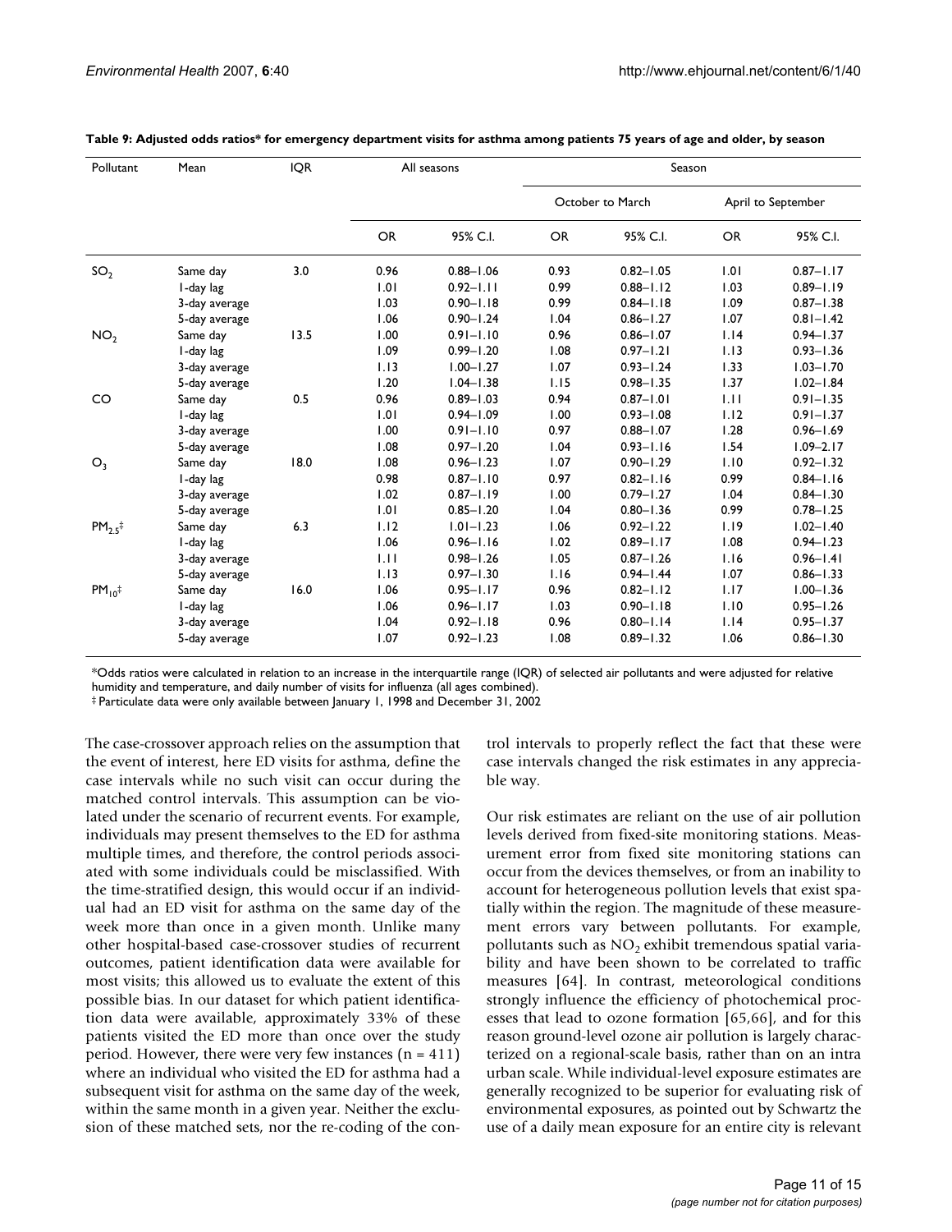**Table 9: Adjusted odds ratios* for emergency department visits for asthma among patients 75 years of age and older, by season**

| Pollutant | Mean | IQR | All seasons | | Season | | | |
|---|---|---|---|---|---|---|---|---|
| | | | | | October to March | | April to September | |
| | | | OR | 95% C.I. | OR | 95% C.I. | OR | 95% C.I. |
| $SO_2$ | Same day | 3.0 | 0.96 | 0.88–1.06 | 0.93 | 0.82–1.05 | 1.01 | 0.87–1.17 |
| | 1-day lag | | 1.01 | 0.92–1.11 | 0.99 | 0.88–1.12 | 1.03 | 0.89–1.19 |
| | 3-day average | | 1.03 | 0.90–1.18 | 0.99 | 0.84–1.18 | 1.09 | 0.87–1.38 |
| | 5-day average | | 1.06 | 0.90–1.24 | 1.04 | 0.86–1.27 | 1.07 | 0.81–1.42 |
| $NO_2$ | Same day | 13.5 | 1.00 | 0.91–1.10 | 0.96 | 0.86–1.07 | 1.14 | 0.94–1.37 |
| | 1-day lag | | 1.09 | 0.99–1.20 | 1.08 | 0.97–1.21 | 1.13 | 0.93–1.36 |
| | 3-day average | | 1.13 | 1.00–1.27 | 1.07 | 0.93–1.24 | 1.33 | 1.03–1.70 |
| | 5-day average | | 1.20 | 1.04–1.38 | 1.15 | 0.98–1.35 | 1.37 | 1.02–1.84 |
| CO | Same day | 0.5 | 0.96 | 0.89–1.03 | 0.94 | 0.87–1.01 | 1.11 | 0.91–1.35 |
| | 1-day lag | | 1.01 | 0.94–1.09 | 1.00 | 0.93–1.08 | 1.12 | 0.91–1.37 |
| | 3-day average | | 1.00 | 0.91–1.10 | 0.97 | 0.88–1.07 | 1.28 | 0.96–1.69 |
| | 5-day average | | 1.08 | 0.97–1.20 | 1.04 | 0.93–1.16 | 1.54 | 1.09–2.17 |
| $O_3$ | Same day | 18.0 | 1.08 | 0.96–1.23 | 1.07 | 0.90–1.29 | 1.10 | 0.92–1.32 |
| | 1-day lag | | 0.98 | 0.87–1.10 | 0.97 | 0.82–1.16 | 0.99 | 0.84–1.16 |
| | 3-day average | | 1.02 | 0.87–1.19 | 1.00 | 0.79–1.27 | 1.04 | 0.84–1.30 |
| | 5-day average | | 1.01 | 0.85–1.20 | 1.04 | 0.80–1.36 | 0.99 | 0.78–1.25 |
| $PM_{2.5}$‡ | Same day | 6.3 | 1.12 | 1.01–1.23 | 1.06 | 0.92–1.22 | 1.19 | 1.02–1.40 |
| | 1-day lag | | 1.06 | 0.96–1.16 | 1.02 | 0.89–1.17 | 1.08 | 0.94–1.23 |
| | 3-day average | | 1.11 | 0.98–1.26 | 1.05 | 0.87–1.26 | 1.16 | 0.96–1.41 |
| | 5-day average | | 1.13 | 0.97–1.30 | 1.16 | 0.94–1.44 | 1.07 | 0.86–1.33 |
| $PM_{10}$‡ | Same day | 16.0 | 1.06 | 0.95–1.17 | 0.96 | 0.82–1.12 | 1.17 | 1.00–1.36 |
| | 1-day lag | | 1.06 | 0.96–1.17 | 1.03 | 0.90–1.18 | 1.10 | 0.95–1.26 |
| | 3-day average | | 1.04 | 0.92–1.18 | 0.96 | 0.80–1.14 | 1.14 | 0.95–1.37 |
| | 5-day average | | 1.07 | 0.92–1.23 | 1.08 | 0.89–1.32 | 1.06 | 0.86–1.30 |

*Odds ratios were calculated in relation to an increase in the interquartile range (IQR) of selected air pollutants and were adjusted for relative humidity and temperature, and daily number of visits for influenza (all ages combined).
‡ Particulate data were only available between January 1, 1998 and December 31, 2002

The case-crossover approach relies on the assumption that the event of interest, here ED visits for asthma, define the case intervals while no such visit can occur during the matched control intervals. This assumption can be violated under the scenario of recurrent events. For example, individuals may present themselves to the ED for asthma multiple times, and therefore, the control periods associated with some individuals could be misclassified. With the time-stratified design, this would occur if an individual had an ED visit for asthma on the same day of the week more than once in a given month. Unlike many other hospital-based case-crossover studies of recurrent outcomes, patient identification data were available for most visits; this allowed us to evaluate the extent of this possible bias. In our dataset for which patient identification data were available, approximately 33% of these patients visited the ED more than once over the study period. However, there were very few instances (n = 411) where an individual who visited the ED for asthma had a subsequent visit for asthma on the same day of the week, within the same month in a given year. Neither the exclusion of these matched sets, nor the re-coding of the control intervals to properly reflect the fact that these were case intervals changed the risk estimates in any appreciable way.

Our risk estimates are reliant on the use of air pollution levels derived from fixed-site monitoring stations. Measurement error from fixed site monitoring stations can occur from the devices themselves, or from an inability to account for heterogeneous pollution levels that exist spatially within the region. The magnitude of these measurement errors vary between pollutants. For example, pollutants such as $NO_2$ exhibit tremendous spatial variability and have been shown to be correlated to traffic measures [64]. In contrast, meteorological conditions strongly influence the efficiency of photochemical processes that lead to ozone formation [65,66], and for this reason ground-level ozone air pollution is largely characterized on a regional-scale basis, rather than on an intra urban scale. While individual-level exposure estimates are generally recognized to be superior for evaluating risk of environmental exposures, as pointed out by Schwartz the use of a daily mean exposure for an entire city is relevant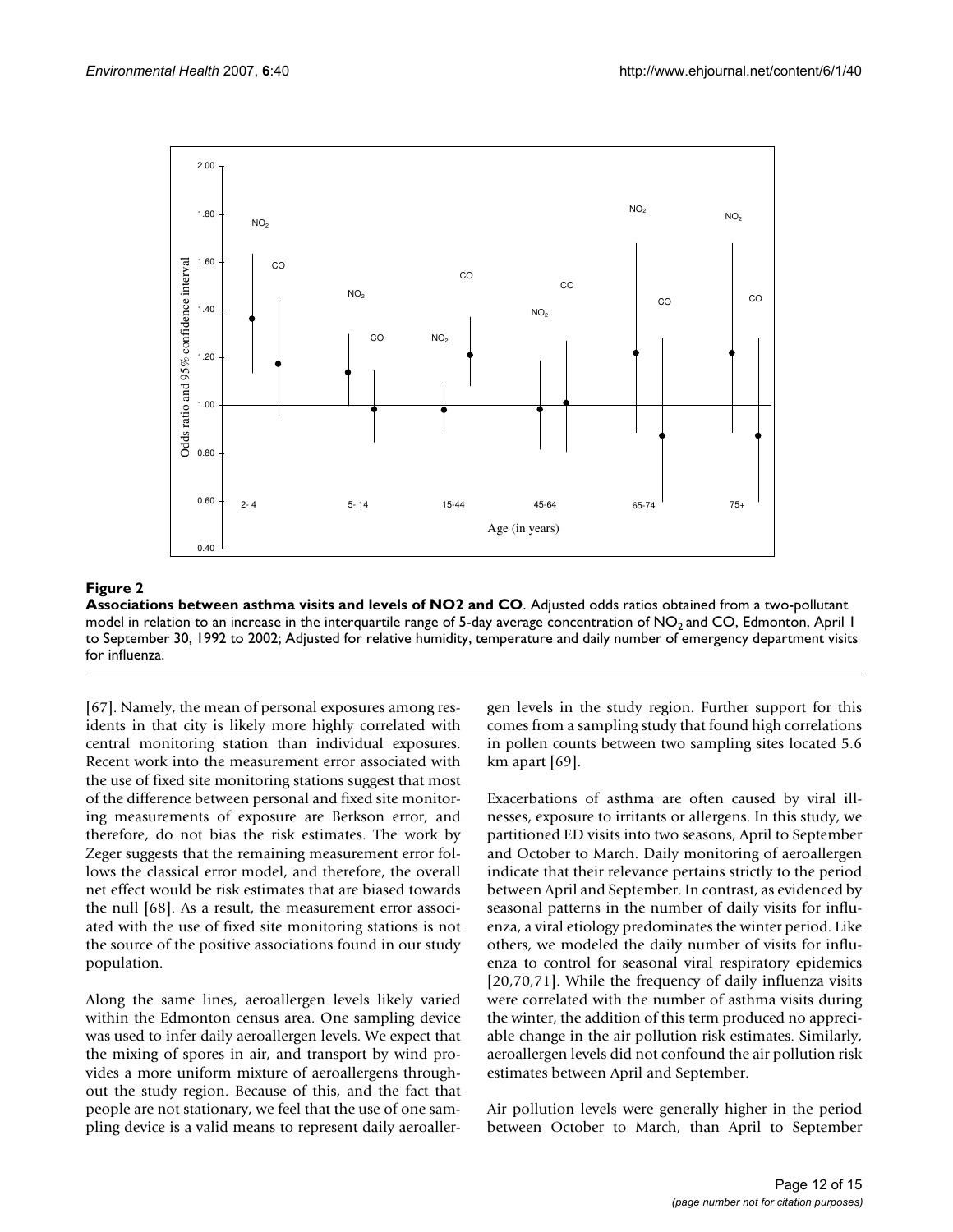**Figure 2**

**Associations between asthma visits and levels of NO2 and CO**. Adjusted odds ratios obtained from a two-pollutant model in relation to an increase in the interquartile range of 5-day average concentration of $NO_2$ and CO, Edmonton, April 1 to September 30, 1992 to 2002; Adjusted for relative humidity, temperature and daily number of emergency department visits for influenza.

[67]. Namely, the mean of personal exposures among residents in that city is likely more highly correlated with central monitoring station than individual exposures. Recent work into the measurement error associated with the use of fixed site monitoring stations suggest that most of the difference between personal and fixed site monitoring measurements of exposure are Berkson error, and therefore, do not bias the risk estimates. The work by Zeger suggests that the remaining measurement error follows the classical error model, and therefore, the overall net effect would be risk estimates that are biased towards the null [68]. As a result, the measurement error associated with the use of fixed site monitoring stations is not the source of the positive associations found in our study population.

Along the same lines, aeroallergen levels likely varied within the Edmonton census area. One sampling device was used to infer daily aeroallergen levels. We expect that the mixing of spores in air, and transport by wind provides a more uniform mixture of aeroallergens throughout the study region. Because of this, and the fact that people are not stationary, we feel that the use of one sampling device is a valid means to represent daily aeroallergen levels in the study region. Further support for this comes from a sampling study that found high correlations in pollen counts between two sampling sites located 5.6 km apart [69].

Exacerbations of asthma are often caused by viral illnesses, exposure to irritants or allergens. In this study, we partitioned ED visits into two seasons, April to September and October to March. Daily monitoring of aeroallergen indicate that their relevance pertains strictly to the period between April and September. In contrast, as evidenced by seasonal patterns in the number of daily visits for influenza, a viral etiology predominates the winter period. Like others, we modeled the daily number of visits for influenza to control for seasonal viral respiratory epidemics [20,70,71]. While the frequency of daily influenza visits were correlated with the number of asthma visits during the winter, the addition of this term produced no appreciable change in the air pollution risk estimates. Similarly, aeroallergen levels did not confound the air pollution risk estimates between April and September.

Air pollution levels were generally higher in the period between October to March, than April to September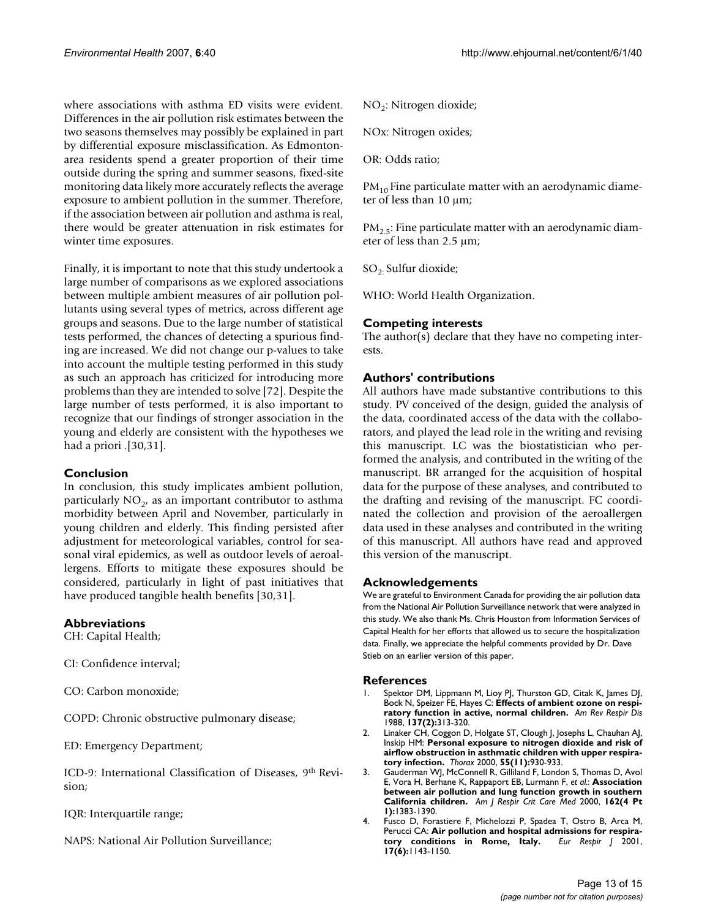where associations with asthma ED visits were evident. Differences in the air pollution risk estimates between the two seasons themselves may possibly be explained in part by differential exposure misclassification. As Edmonton-area residents spend a greater proportion of their time outside during the spring and summer seasons, fixed-site monitoring data likely more accurately reflects the average exposure to ambient pollution in the summer. Therefore, if the association between air pollution and asthma is real, there would be greater attenuation in risk estimates for winter time exposures.

Finally, it is important to note that this study undertook a large number of comparisons as we explored associations between multiple ambient measures of air pollution pollutants using several types of metrics, across different age groups and seasons. Due to the large number of statistical tests performed, the chances of detecting a spurious finding are increased. We did not change our p-values to take into account the multiple testing performed in this study as such an approach has criticized for introducing more problems than they are intended to solve [72]. Despite the large number of tests performed, it is also important to recognize that our findings of stronger association in the young and elderly are consistent with the hypotheses we had a priori .[30,31].

## Conclusion

In conclusion, this study implicates ambient pollution, particularly $NO_2$, as an important contributor to asthma morbidity between April and November, particularly in young children and elderly. This finding persisted after adjustment for meteorological variables, control for seasonal viral epidemics, as well as outdoor levels of aeroallergens. Efforts to mitigate these exposures should be considered, particularly in light of past initiatives that have produced tangible health benefits [30,31].

## Abbreviations

CH: Capital Health;

CI: Confidence interval;

CO: Carbon monoxide;

COPD: Chronic obstructive pulmonary disease;

ED: Emergency Department;

ICD-9: International Classification of Diseases, 9th Revision;

IQR: Interquartile range;

NAPS: National Air Pollution Surveillance;

$NO_2$: Nitrogen dioxide;

NOx: Nitrogen oxides;

OR: Odds ratio;

$PM_{10}$ Fine particulate matter with an aerodynamic diameter of less than 10 µm;

$PM_{2.5}$: Fine particulate matter with an aerodynamic diameter of less than 2.5 µm;

$SO_2$: Sulfur dioxide;

WHO: World Health Organization.

## Competing interests

The author(s) declare that they have no competing interests.

## Authors' contributions

All authors have made substantive contributions to this study. PV conceived of the design, guided the analysis of the data, coordinated access of the data with the collaborators, and played the lead role in the writing and revising this manuscript. LC was the biostatistician who performed the analysis, and contributed in the writing of the manuscript. BR arranged for the acquisition of hospital data for the purpose of these analyses, and contributed to the drafting and revising of the manuscript. FC coordinated the collection and provision of the aeroallergen data used in these analyses and contributed in the writing of this manuscript. All authors have read and approved this version of the manuscript.

## Acknowledgements

We are grateful to Environment Canada for providing the air pollution data from the National Air Pollution Surveillance network that were analyzed in this study. We also thank Ms. Chris Houston from Information Services of Capital Health for her efforts that allowed us to secure the hospitalization data. Finally, we appreciate the helpful comments provided by Dr. Dave Stieb on an earlier version of this paper.

## References

1. Spektor DM, Lippmann M, Lioy PJ, Thurston GD, Citak K, James DJ, Bock N, Speizer FE, Hayes C: **Effects of ambient ozone on respiratory function in active, normal children.** *Am Rev Respir Dis* 1988, **137(2):**313-320.
2. Linaker CH, Coggon D, Holgate ST, Clough J, Josephs L, Chauhan AJ, Inskip HM: **Personal exposure to nitrogen dioxide and risk of airflow obstruction in asthmatic children with upper respiratory infection.** *Thorax* 2000, **55(11):**930-933.
3. Gauderman WJ, McConnell R, Gilliland F, London S, Thomas D, Avol E, Vora H, Berhane K, Rappaport EB, Lurmann F, *et al.*: **Association between air pollution and lung function growth in southern California children.** *Am J Respir Crit Care Med* 2000, **162(4 Pt 1):**1383-1390.
4. Fusco D, Forastiere F, Michelozzi P, Spadea T, Ostro B, Arca M, Perucci CA: **Air pollution and hospital admissions for respiratory conditions in Rome, Italy.** *Eur Respir J* 2001, **17(6):**1143-1150.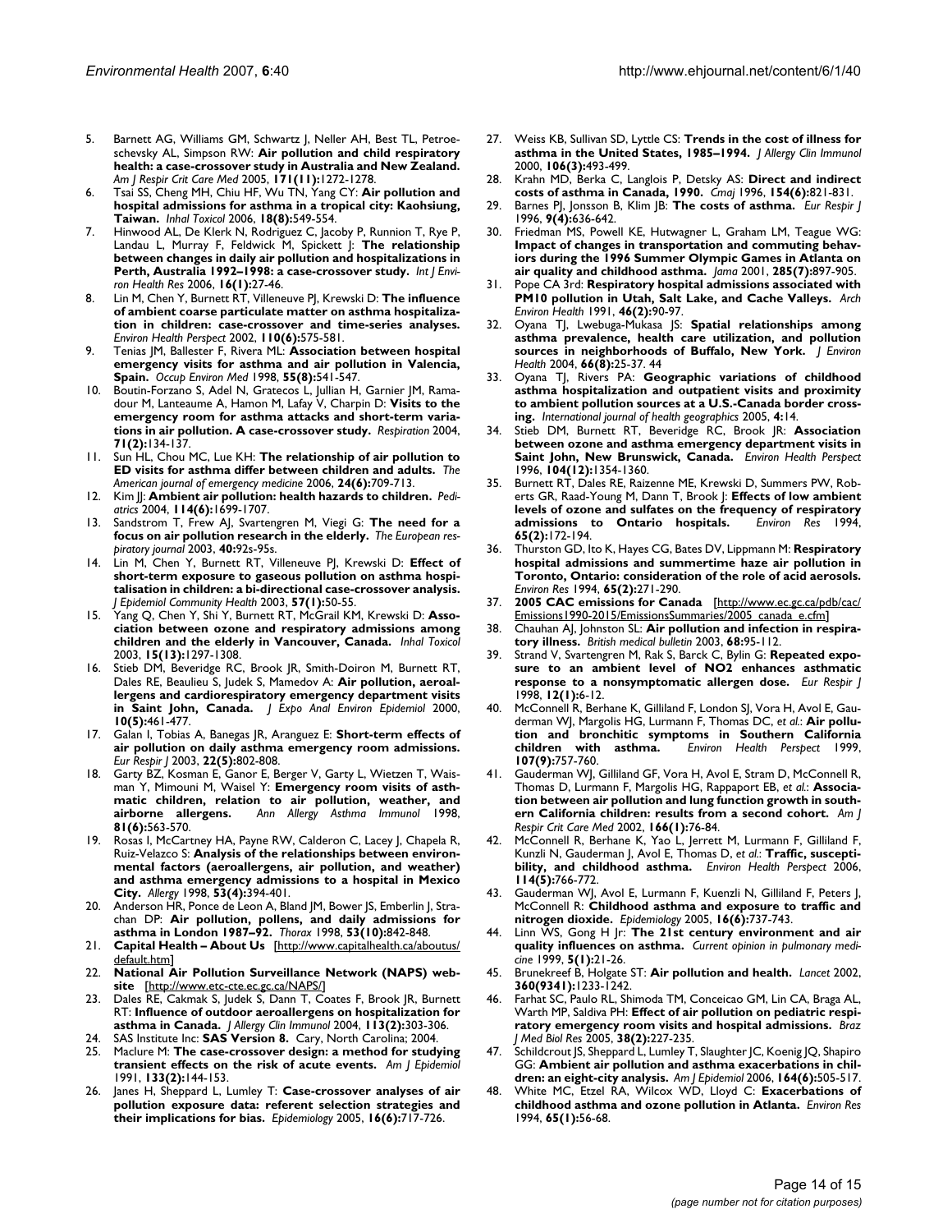5. Barnett AG, Williams GM, Schwartz J, Neller AH, Best TL, Petroeschevsky AL, Simpson RW: **Air pollution and child respiratory health: a case-crossover study in Australia and New Zealand.** *Am J Respir Crit Care Med* 2005, **171(11):**1272-1278.
6. Tsai SS, Cheng MH, Chiu HF, Wu TN, Yang CY: **Air pollution and hospital admissions for asthma in a tropical city: Kaohsiung, Taiwan.** *Inhal Toxicol* 2006, **18(8):**549-554.
7. Hinwood AL, De Klerk N, Rodriguez C, Jacoby P, Runnion T, Rye P, Landau L, Murray F, Feldwick M, Spickett J: **The relationship between changes in daily air pollution and hospitalizations in Perth, Australia 1992–1998: a case-crossover study.** *Int J Environ Health Res* 2006, **16(1):**27-46.
8. Lin M, Chen Y, Burnett RT, Villeneuve PJ, Krewski D: **The influence of ambient coarse particulate matter on asthma hospitalization in children: case-crossover and time-series analyses.** *Environ Health Perspect* 2002, **110(6):**575-581.
9. Tenias JM, Ballester F, Rivera ML: **Association between hospital emergency visits for asthma and air pollution in Valencia, Spain.** *Occup Environ Med* 1998, **55(8):**541-547.
10. Boutin-Forzano S, Adel N, Gratecos L, Jullian H, Garnier JM, Ramadour M, Lanteaume A, Hamon M, Lafay V, Charpin D: **Visits to the emergency room for asthma attacks and short-term variations in air pollution. A case-crossover study.** *Respiration* 2004, **71(2):**134-137.
11. Sun HL, Chou MC, Lue KH: **The relationship of air pollution to ED visits for asthma differ between children and adults.** *The American journal of emergency medicine* 2006, **24(6):**709-713.
12. Kim JJ: **Ambient air pollution: health hazards to children.** *Pediatrics* 2004, **114(6):**1699-1707.
13. Sandstrom T, Frew AJ, Svartengren M, Viegi G: **The need for a focus on air pollution research in the elderly.** *The European respiratory journal* 2003, **40:**92s-95s.
14. Lin M, Chen Y, Burnett RT, Villeneuve PJ, Krewski D: **Effect of short-term exposure to gaseous pollution on asthma hospitalisation in children: a bi-directional case-crossover analysis.** *J Epidemiol Community Health* 2003, **57(1):**50-55.
15. Yang Q, Chen Y, Shi Y, Burnett RT, McGrail KM, Krewski D: **Association between ozone and respiratory admissions among children and the elderly in Vancouver, Canada.** *Inhal Toxicol* 2003, **15(13):**1297-1308.
16. Stieb DM, Beveridge RC, Brook JR, Smith-Doiron M, Burnett RT, Dales RE, Beaulieu S, Judek S, Mamedov A: **Air pollution, aeroallergens and cardiorespiratory emergency department visits in Saint John, Canada.** *J Expo Anal Environ Epidemiol* 2000, **10(5):**461-477.
17. Galan I, Tobias A, Banegas JR, Aranguez E: **Short-term effects of air pollution on daily asthma emergency room admissions.** *Eur Respir J* 2003, **22(5):**802-808.
18. Garty BZ, Kosman E, Ganor E, Berger V, Garty L, Wietzen T, Waisman Y, Mimouni M, Waisel Y: **Emergency room visits of asthmatic children, relation to air pollution, weather, and airborne allergens.** *Ann Allergy Asthma Immunol* 1998, **81(6):**563-570.
19. Rosas I, McCartney HA, Payne RW, Calderon C, Lacey J, Chapela R, Ruiz-Velazco S: **Analysis of the relationships between environmental factors (aeroallergens, air pollution, and weather) and asthma emergency admissions to a hospital in Mexico City.** *Allergy* 1998, **53(4):**394-401.
20. Anderson HR, Ponce de Leon A, Bland JM, Bower JS, Emberlin J, Strachan DP: **Air pollution, pollens, and daily admissions for asthma in London 1987–92.** *Thorax* 1998, **53(10):**842-848.
21. **Capital Health – About Us** [http://www.capitalhealth.ca/aboutus/default.htm]
22. **National Air Pollution Surveillance Network (NAPS) website** [http://www.etc-cte.ec.gc.ca/NAPS/]
23. Dales RE, Cakmak S, Judek S, Dann T, Coates F, Brook JR, Burnett RT: **Influence of outdoor aeroallergens on hospitalization for asthma in Canada.** *J Allergy Clin Immunol* 2004, **113(2):**303-306.
24. SAS Institute Inc: **SAS Version 8.** Cary, North Carolina; 2004.
25. Maclure M: **The case-crossover design: a method for studying transient effects on the risk of acute events.** *Am J Epidemiol* 1991, **133(2):**144-153.
26. Janes H, Sheppard L, Lumley T: **Case-crossover analyses of air pollution exposure data: referent selection strategies and their implications for bias.** *Epidemiology* 2005, **16(6):**717-726.
27. Weiss KB, Sullivan SD, Lyttle CS: **Trends in the cost of illness for asthma in the United States, 1985–1994.** *J Allergy Clin Immunol* 2000, **106(3):**493-499.
28. Krahn MD, Berka C, Langlois P, Detsky AS: **Direct and indirect costs of asthma in Canada, 1990.** *Cmaj* 1996, **154(6):**821-831.
29. Barnes PJ, Jonsson B, Klim JB: **The costs of asthma.** *Eur Respir J* 1996, **9(4):**636-642.
30. Friedman MS, Powell KE, Hutwagner L, Graham LM, Teague WG: **Impact of changes in transportation and commuting behaviors during the 1996 Summer Olympic Games in Atlanta on air quality and childhood asthma.** *Jama* 2001, **285(7):**897-905.
31. Pope CA 3rd: **Respiratory hospital admissions associated with PM10 pollution in Utah, Salt Lake, and Cache Valleys.** *Arch Environ Health* 1991, **46(2):**90-97.
32. Oyana TJ, Lwebuga-Mukasa JS: **Spatial relationships among asthma prevalence, health care utilization, and pollution sources in neighborhoods of Buffalo, New York.** *J Environ Health* 2004, **66(8):**25-37. 44
33. Oyana TJ, Rivers PA: **Geographic variations of childhood asthma hospitalization and outpatient visits and proximity to ambient pollution sources at a U.S.-Canada border crossing.** *International journal of health geographics* 2005, **4:**14.
34. Stieb DM, Burnett RT, Beveridge RC, Brook JR: **Association between ozone and asthma emergency department visits in Saint John, New Brunswick, Canada.** *Environ Health Perspect* 1996, **104(12):**1354-1360.
35. Burnett RT, Dales RE, Raizenne ME, Krewski D, Summers PW, Roberts GR, Raad-Young M, Dann T, Brook J: **Effects of low ambient levels of ozone and sulfates on the frequency of respiratory admissions to Ontario hospitals.** *Environ Res* 1994, **65(2):**172-194.
36. Thurston GD, Ito K, Hayes CG, Bates DV, Lippmann M: **Respiratory hospital admissions and summertime haze air pollution in Toronto, Ontario: consideration of the role of acid aerosols.** *Environ Res* 1994, **65(2):**271-290.
37. **2005 CAC emissions for Canada** [http://www.ec.gc.ca/pdb/cac/Emissions1990-2015/EmissionsSummaries/2005_canada_e.cfm]
38. Chauhan AJ, Johnston SL: **Air pollution and infection in respiratory illness.** *British medical bulletin* 2003, **68:**95-112.
39. Strand V, Svartengren M, Rak S, Barck C, Bylin G: **Repeated exposure to an ambient level of NO2 enhances asthmatic response to a nonsymptomatic allergen dose.** *Eur Respir J* 1998, **12(1):**6-12.
40. McConnell R, Berhane K, Gilliland F, London SJ, Vora H, Avol E, Gauderman WJ, Margolis HG, Lurmann F, Thomas DC, *et al.*: **Air pollution and bronchitic symptoms in Southern California children with asthma.** *Environ Health Perspect* 1999, **107(9):**757-760.
41. Gauderman WJ, Gilliland GF, Vora H, Avol E, Stram D, McConnell R, Thomas D, Lurmann F, Margolis HG, Rappaport EB, *et al.*: **Association between air pollution and lung function growth in southern California children: results from a second cohort.** *Am J Respir Crit Care Med* 2002, **166(1):**76-84.
42. McConnell R, Berhane K, Yao L, Jerrett M, Lurmann F, Gilliland F, Kunzli N, Gauderman J, Avol E, Thomas D, *et al.*: **Traffic, susceptibility, and childhood asthma.** *Environ Health Perspect* 2006, **114(5):**766-772.
43. Gauderman WJ, Avol E, Lurmann F, Kuenzli N, Gilliland F, Peters J, McConnell R: **Childhood asthma and exposure to traffic and nitrogen dioxide.** *Epidemiology* 2005, **16(6):**737-743.
44. Linn WS, Gong H Jr: **The 21st century environment and air quality influences on asthma.** *Current opinion in pulmonary medicine* 1999, **5(1):**21-26.
45. Brunekreef B, Holgate ST: **Air pollution and health.** *Lancet* 2002, **360(9341):**1233-1242.
46. Farhat SC, Paulo RL, Shimoda TM, Conceicao GM, Lin CA, Braga AL, Warth MP, Saldiva PH: **Effect of air pollution on pediatric respiratory emergency room visits and hospital admissions.** *Braz J Med Biol Res* 2005, **38(2):**227-235.
47. Schildcrout JS, Sheppard L, Lumley T, Slaughter JC, Koenig JQ, Shapiro GG: **Ambient air pollution and asthma exacerbations in children: an eight-city analysis.** *Am J Epidemiol* 2006, **164(6):**505-517.
48. White MC, Etzel RA, Wilcox WD, Lloyd C: **Exacerbations of childhood asthma and ozone pollution in Atlanta.** *Environ Res* 1994, **65(1):**56-68.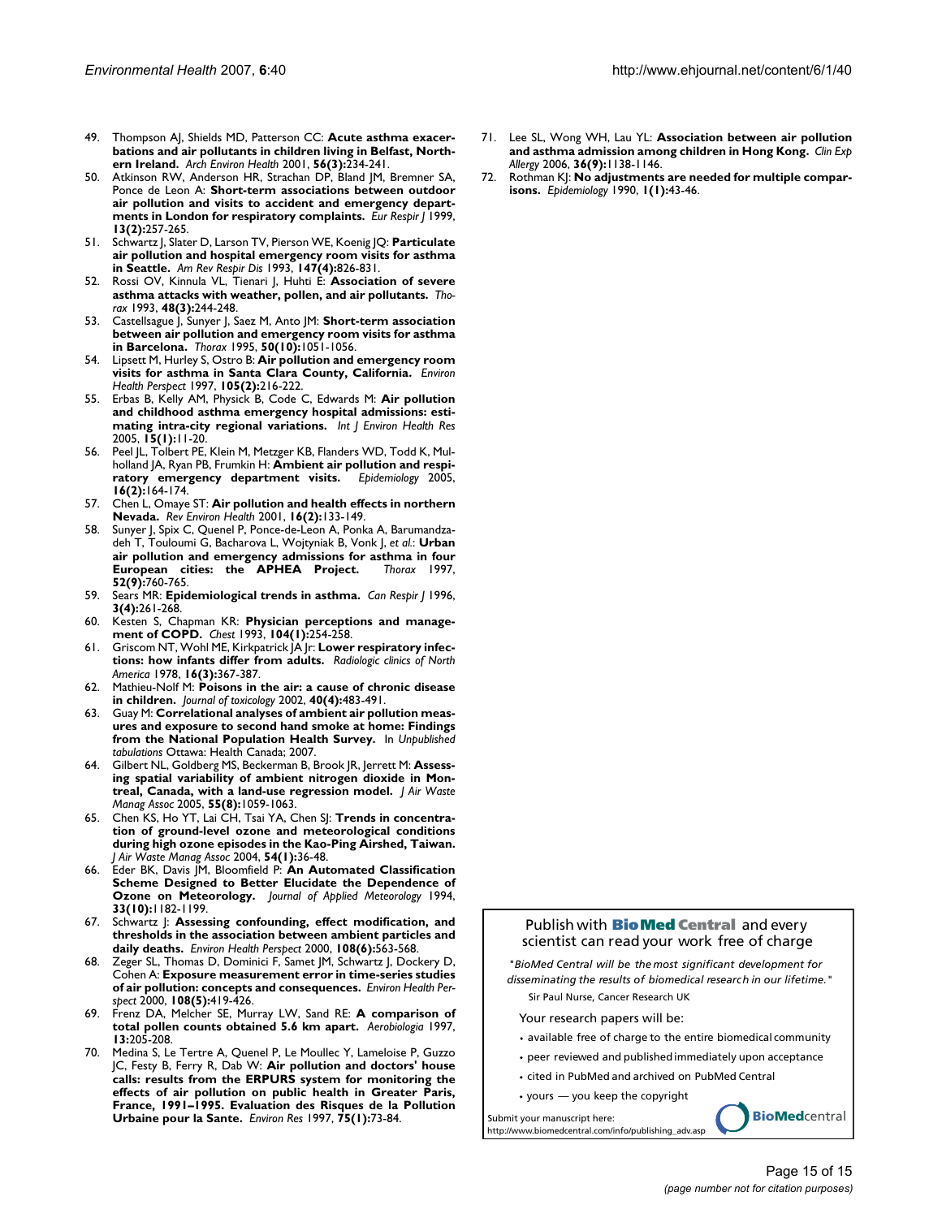49. Thompson AJ, Shields MD, Patterson CC: **Acute asthma exacerbations and air pollutants in children living in Belfast, Northern Ireland.** *Arch Environ Health* 2001, **56(3):**234-241.
50. Atkinson RW, Anderson HR, Strachan DP, Bland JM, Bremner SA, Ponce de Leon A: **Short-term associations between outdoor air pollution and visits to accident and emergency departments in London for respiratory complaints.** *Eur Respir J* 1999, **13(2):**257-265.
51. Schwartz J, Slater D, Larson TV, Pierson WE, Koenig JQ: **Particulate air pollution and hospital emergency room visits for asthma in Seattle.** *Am Rev Respir Dis* 1993, **147(4):**826-831.
52. Rossi OV, Kinnula VL, Tienari J, Huhti E: **Association of severe asthma attacks with weather, pollen, and air pollutants.** *Thorax* 1993, **48(3):**244-248.
53. Castellsague J, Sunyer J, Saez M, Anto JM: **Short-term association between air pollution and emergency room visits for asthma in Barcelona.** *Thorax* 1995, **50(10):**1051-1056.
54. Lipsett M, Hurley S, Ostro B: **Air pollution and emergency room visits for asthma in Santa Clara County, California.** *Environ Health Perspect* 1997, **105(2):**216-222.
55. Erbas B, Kelly AM, Physick B, Code C, Edwards M: **Air pollution and childhood asthma emergency hospital admissions: estimating intra-city regional variations.** *Int J Environ Health Res* 2005, **15(1):**11-20.
56. Peel JL, Tolbert PE, Klein M, Metzger KB, Flanders WD, Todd K, Mulholland JA, Ryan PB, Frumkin H: **Ambient air pollution and respiratory emergency department visits.** *Epidemiology* 2005, **16(2):**164-174.
57. Chen L, Omaye ST: **Air pollution and health effects in northern Nevada.** *Rev Environ Health* 2001, **16(2):**133-149.
58. Sunyer J, Spix C, Quenel P, Ponce-de-Leon A, Ponka A, Barumandzadeh T, Touloumi G, Bacharova L, Wojtyniak B, Vonk J, *et al.*: **Urban air pollution and emergency admissions for asthma in four European cities: the APHEA Project.** *Thorax* 1997, **52(9):**760-765.
59. Sears MR: **Epidemiological trends in asthma.** *Can Respir J* 1996, **3(4):**261-268.
60. Kesten S, Chapman KR: **Physician perceptions and management of COPD.** *Chest* 1993, **104(1):**254-258.
61. Griscom NT, Wohl ME, Kirkpatrick JA Jr: **Lower respiratory infections: how infants differ from adults.** *Radiologic clinics of North America* 1978, **16(3):**367-387.
62. Mathieu-Nolf M: **Poisons in the air: a cause of chronic disease in children.** *Journal of toxicology* 2002, **40(4):**483-491.
63. Guay M: **Correlational analyses of ambient air pollution measures and exposure to second hand smoke at home: Findings from the National Population Health Survey.** In *Unpublished tabulations* Ottawa: Health Canada; 2007.
64. Gilbert NL, Goldberg MS, Beckerman B, Brook JR, Jerrett M: **Assessing spatial variability of ambient nitrogen dioxide in Montreal, Canada, with a land-use regression model.** *J Air Waste Manag Assoc* 2005, **55(8):**1059-1063.
65. Chen KS, Ho YT, Lai CH, Tsai YA, Chen SJ: **Trends in concentration of ground-level ozone and meteorological conditions during high ozone episodes in the Kao-Ping Airshed, Taiwan.** *J Air Waste Manag Assoc* 2004, **54(1):**36-48.
66. Eder BK, Davis JM, Bloomfield P: **An Automated Classification Scheme Designed to Better Elucidate the Dependence of Ozone on Meteorology.** *Journal of Applied Meteorology* 1994, **33(10):**1182-1199.
67. Schwartz J: **Assessing confounding, effect modification, and thresholds in the association between ambient particles and daily deaths.** *Environ Health Perspect* 2000, **108(6):**563-568.
68. Zeger SL, Thomas D, Dominici F, Samet JM, Schwartz J, Dockery D, Cohen A: **Exposure measurement error in time-series studies of air pollution: concepts and consequences.** *Environ Health Perspect* 2000, **108(5):**419-426.
69. Frenz DA, Melcher SE, Murray LW, Sand RE: **A comparison of total pollen counts obtained 5.6 km apart.** *Aerobiologia* 1997, **13:**205-208.
70. Medina S, Le Tertre A, Quenel P, Le Moullec Y, Lameloise P, Guzzo JC, Festy B, Ferry R, Dab W: **Air pollution and doctors' house calls: results from the ERPURS system for monitoring the effects of air pollution on public health in Greater Paris, France, 1991–1995. Evaluation des Risques de la Pollution Urbaine pour la Sante.** *Environ Res* 1997, **75(1):**73-84.
71. Lee SL, Wong WH, Lau YL: **Association between air pollution and asthma admission among children in Hong Kong.** *Clin Exp Allergy* 2006, **36(9):**1138-1146.
72. Rothman KJ: **No adjustments are needed for multiple comparisons.** *Epidemiology* 1990, **1(1):**43-46.

Publish with **BioMed Central** and every scientist can read your work free of charge

*"BioMed Central will be the most significant development for disseminating the results of biomedical research in our lifetime."*

Sir Paul Nurse, Cancer Research UK

Your research papers will be:

- available free of charge to the entire biomedical community
- peer reviewed and published immediately upon acceptance
- cited in PubMed and archived on PubMed Central
- yours — you keep the copyright

Submit your manuscript here:
http://www.biomedcentral.com/info/publishing_adv.asp

BioMedcentral